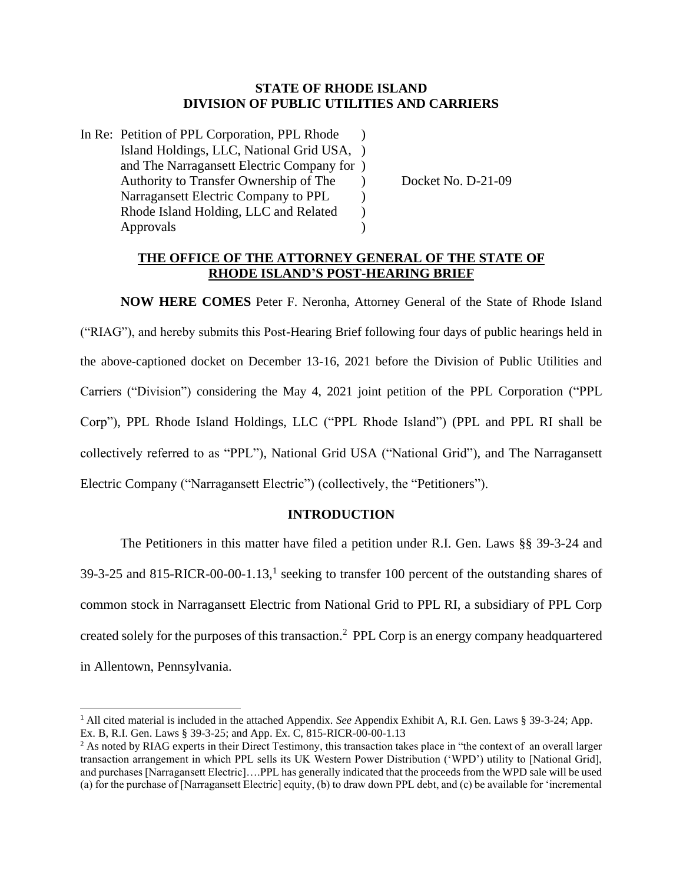**STATE OF RHODE ISLAND**
**DIVISION OF PUBLIC UTILITIES AND CARRIERS**

| | |
|---|---|
| In Re: Petition of PPL Corporation, PPL Rhode Island Holdings, LLC, National Grid USA, and The Narragansett Electric Company for Authority to Transfer Ownership of The Narragansett Electric Company to PPL Rhode Island Holding, LLC and Related Approvals | Docket No. D-21-09 |

## THE OFFICE OF THE ATTORNEY GENERAL OF THE STATE OF RHODE ISLAND'S POST-HEARING BRIEF

**NOW HERE COMES** Peter F. Neronha, Attorney General of the State of Rhode Island ("RIAG"), and hereby submits this Post-Hearing Brief following four days of public hearings held in the above-captioned docket on December 13-16, 2021 before the Division of Public Utilities and Carriers ("Division") considering the May 4, 2021 joint petition of the PPL Corporation ("PPL Corp"), PPL Rhode Island Holdings, LLC ("PPL Rhode Island") (PPL and PPL RI shall be collectively referred to as "PPL"), National Grid USA ("National Grid"), and The Narragansett Electric Company ("Narragansett Electric") (collectively, the "Petitioners").

### INTRODUCTION

The Petitioners in this matter have filed a petition under R.I. Gen. Laws §§ 39-3-24 and 39-3-25 and 815-RICR-00-00-1.13,[1] seeking to transfer 100 percent of the outstanding shares of common stock in Narragansett Electric from National Grid to PPL RI, a subsidiary of PPL Corp created solely for the purposes of this transaction.[2] PPL Corp is an energy company headquartered in Allentown, Pennsylvania.

---

[1] All cited material is included in the attached Appendix. *See* Appendix Exhibit A, R.I. Gen. Laws § 39-3-24; App. Ex. B, R.I. Gen. Laws § 39-3-25; and App. Ex. C, 815-RICR-00-00-1.13

[2] As noted by RIAG experts in their Direct Testimony, this transaction takes place in "the context of an overall larger transaction arrangement in which PPL sells its UK Western Power Distribution ('WPD') utility to [National Grid], and purchases [Narragansett Electric]….PPL has generally indicated that the proceeds from the WPD sale will be used (a) for the purchase of [Narragansett Electric] equity, (b) to draw down PPL debt, and (c) be available for 'incremental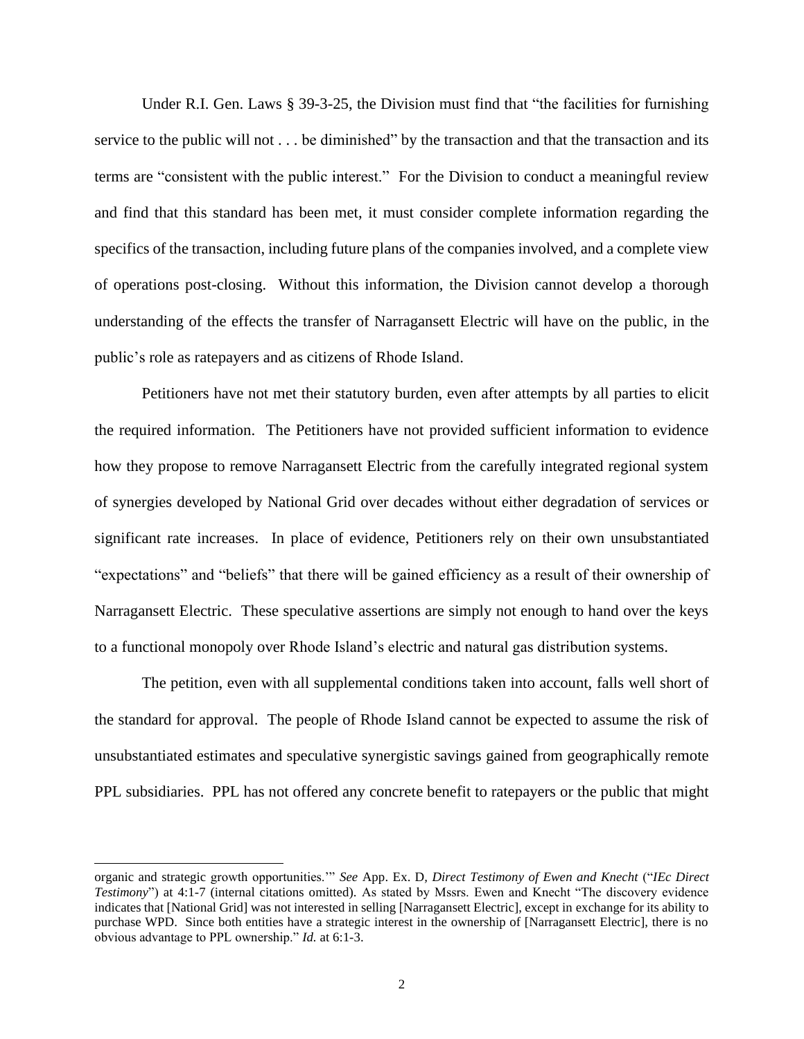Under R.I. Gen. Laws § 39-3-25, the Division must find that "the facilities for furnishing service to the public will not . . . be diminished" by the transaction and that the transaction and its terms are "consistent with the public interest." For the Division to conduct a meaningful review and find that this standard has been met, it must consider complete information regarding the specifics of the transaction, including future plans of the companies involved, and a complete view of operations post-closing. Without this information, the Division cannot develop a thorough understanding of the effects the transfer of Narragansett Electric will have on the public, in the public's role as ratepayers and as citizens of Rhode Island.

Petitioners have not met their statutory burden, even after attempts by all parties to elicit the required information. The Petitioners have not provided sufficient information to evidence how they propose to remove Narragansett Electric from the carefully integrated regional system of synergies developed by National Grid over decades without either degradation of services or significant rate increases. In place of evidence, Petitioners rely on their own unsubstantiated "expectations" and "beliefs" that there will be gained efficiency as a result of their ownership of Narragansett Electric. These speculative assertions are simply not enough to hand over the keys to a functional monopoly over Rhode Island's electric and natural gas distribution systems.

The petition, even with all supplemental conditions taken into account, falls well short of the standard for approval. The people of Rhode Island cannot be expected to assume the risk of unsubstantiated estimates and speculative synergistic savings gained from geographically remote PPL subsidiaries. PPL has not offered any concrete benefit to ratepayers or the public that might

---

organic and strategic growth opportunities.'" *See* App. Ex. D, *Direct Testimony of Ewen and Knecht* ("*IEc Direct Testimony*") at 4:1-7 (internal citations omitted). As stated by Mssrs. Ewen and Knecht "The discovery evidence indicates that [National Grid] was not interested in selling [Narragansett Electric], except in exchange for its ability to purchase WPD. Since both entities have a strategic interest in the ownership of [Narragansett Electric], there is no obvious advantage to PPL ownership." *Id.* at 6:1-3.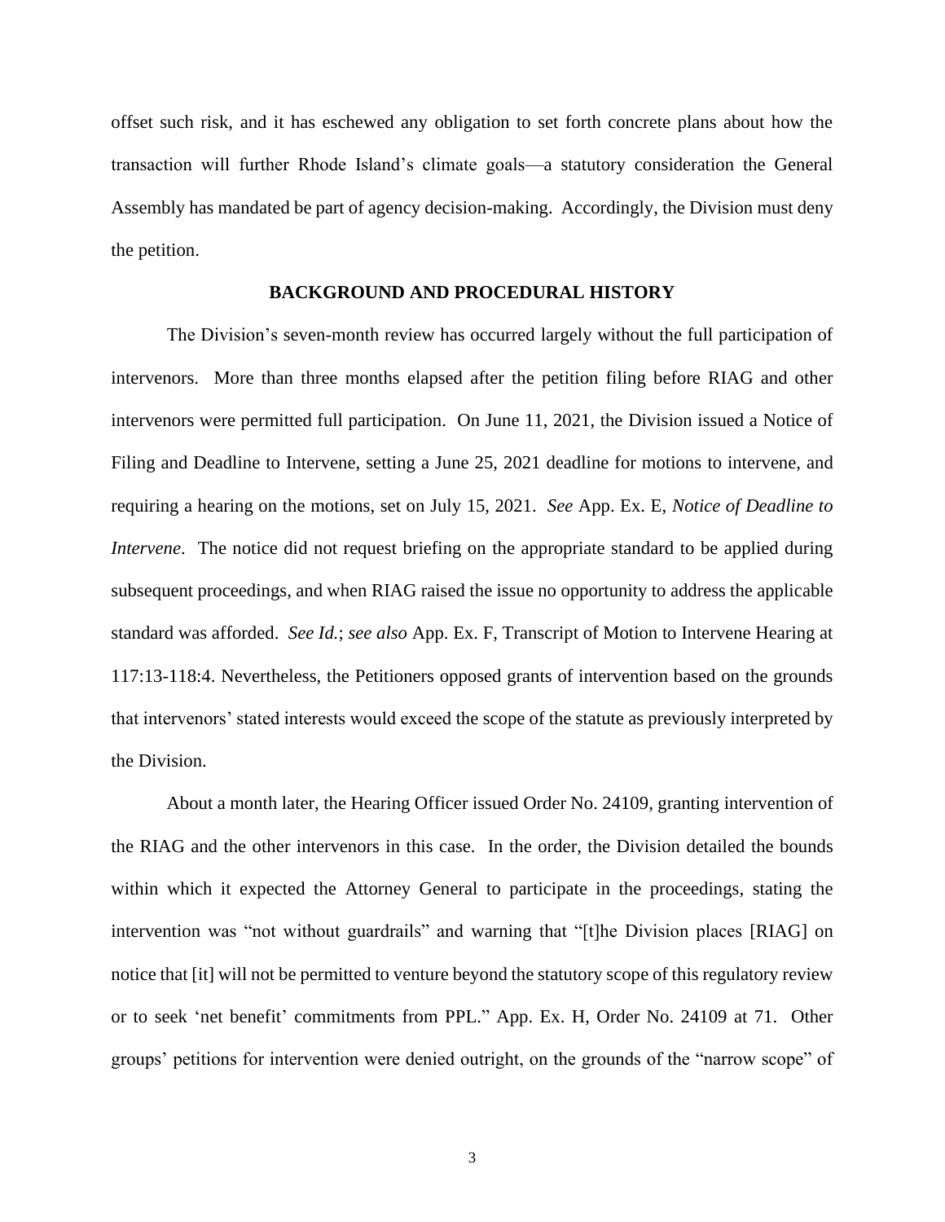offset such risk, and it has eschewed any obligation to set forth concrete plans about how the transaction will further Rhode Island's climate goals—a statutory consideration the General Assembly has mandated be part of agency decision-making. Accordingly, the Division must deny the petition.

## BACKGROUND AND PROCEDURAL HISTORY

The Division's seven-month review has occurred largely without the full participation of intervenors. More than three months elapsed after the petition filing before RIAG and other intervenors were permitted full participation. On June 11, 2021, the Division issued a Notice of Filing and Deadline to Intervene, setting a June 25, 2021 deadline for motions to intervene, and requiring a hearing on the motions, set on July 15, 2021. *See* App. Ex. E, *Notice of Deadline to Intervene*. The notice did not request briefing on the appropriate standard to be applied during subsequent proceedings, and when RIAG raised the issue no opportunity to address the applicable standard was afforded. *See Id.*; *see also* App. Ex. F, Transcript of Motion to Intervene Hearing at 117:13-118:4. Nevertheless, the Petitioners opposed grants of intervention based on the grounds that intervenors' stated interests would exceed the scope of the statute as previously interpreted by the Division.

About a month later, the Hearing Officer issued Order No. 24109, granting intervention of the RIAG and the other intervenors in this case. In the order, the Division detailed the bounds within which it expected the Attorney General to participate in the proceedings, stating the intervention was "not without guardrails" and warning that "[t]he Division places [RIAG] on notice that [it] will not be permitted to venture beyond the statutory scope of this regulatory review or to seek 'net benefit' commitments from PPL." App. Ex. H, Order No. 24109 at 71. Other groups' petitions for intervention were denied outright, on the grounds of the "narrow scope" of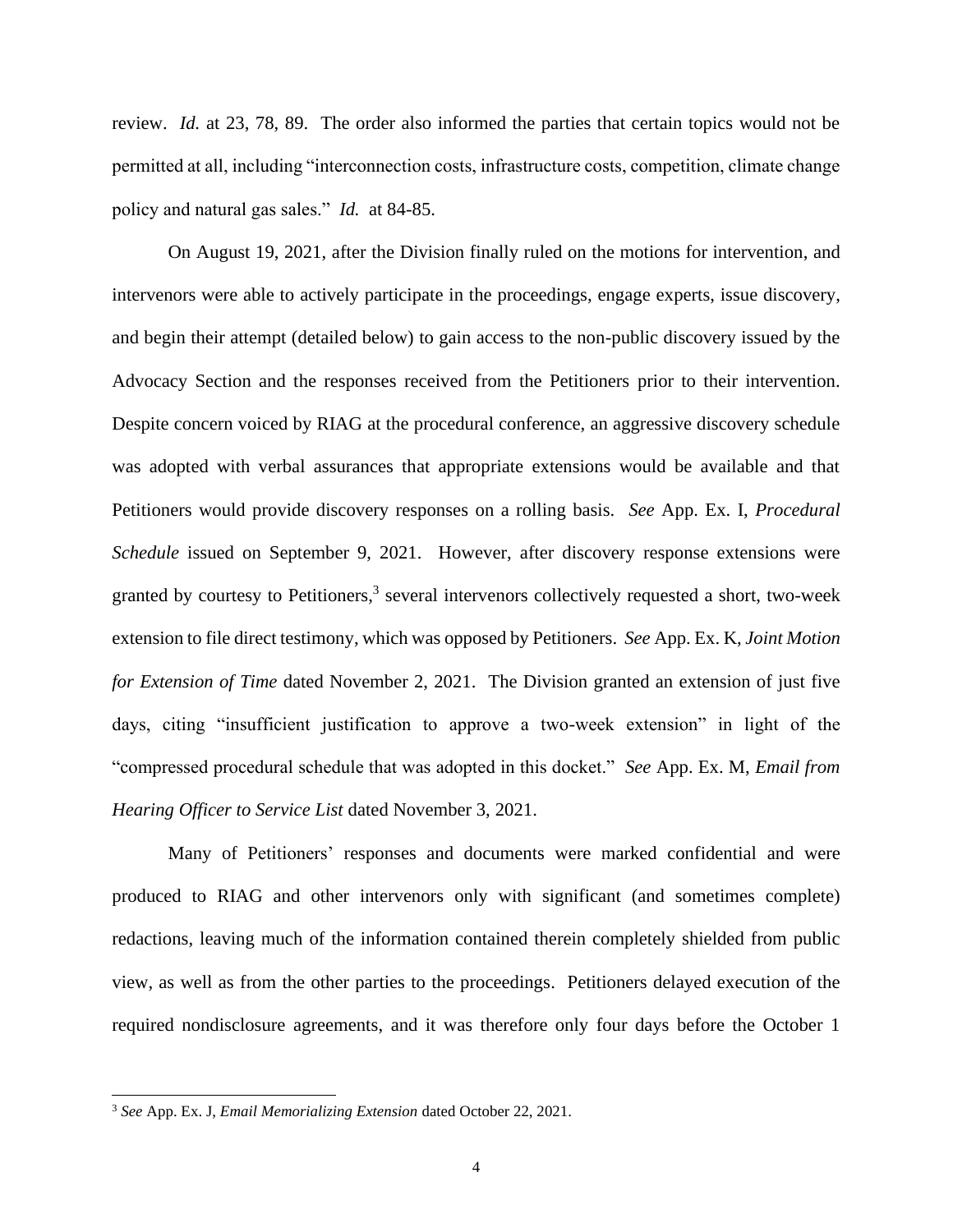review. *Id.* at 23, 78, 89. The order also informed the parties that certain topics would not be permitted at all, including "interconnection costs, infrastructure costs, competition, climate change policy and natural gas sales." *Id.* at 84-85.

On August 19, 2021, after the Division finally ruled on the motions for intervention, and intervenors were able to actively participate in the proceedings, engage experts, issue discovery, and begin their attempt (detailed below) to gain access to the non-public discovery issued by the Advocacy Section and the responses received from the Petitioners prior to their intervention. Despite concern voiced by RIAG at the procedural conference, an aggressive discovery schedule was adopted with verbal assurances that appropriate extensions would be available and that Petitioners would provide discovery responses on a rolling basis. *See* App. Ex. I, *Procedural Schedule* issued on September 9, 2021. However, after discovery response extensions were granted by courtesy to Petitioners,[3] several intervenors collectively requested a short, two-week extension to file direct testimony, which was opposed by Petitioners. *See* App. Ex. K, *Joint Motion for Extension of Time* dated November 2, 2021. The Division granted an extension of just five days, citing "insufficient justification to approve a two-week extension" in light of the "compressed procedural schedule that was adopted in this docket." *See* App. Ex. M, *Email from Hearing Officer to Service List* dated November 3, 2021.

Many of Petitioners' responses and documents were marked confidential and were produced to RIAG and other intervenors only with significant (and sometimes complete) redactions, leaving much of the information contained therein completely shielded from public view, as well as from the other parties to the proceedings. Petitioners delayed execution of the required nondisclosure agreements, and it was therefore only four days before the October 1

---

[3] *See* App. Ex. J, *Email Memorializing Extension* dated October 22, 2021.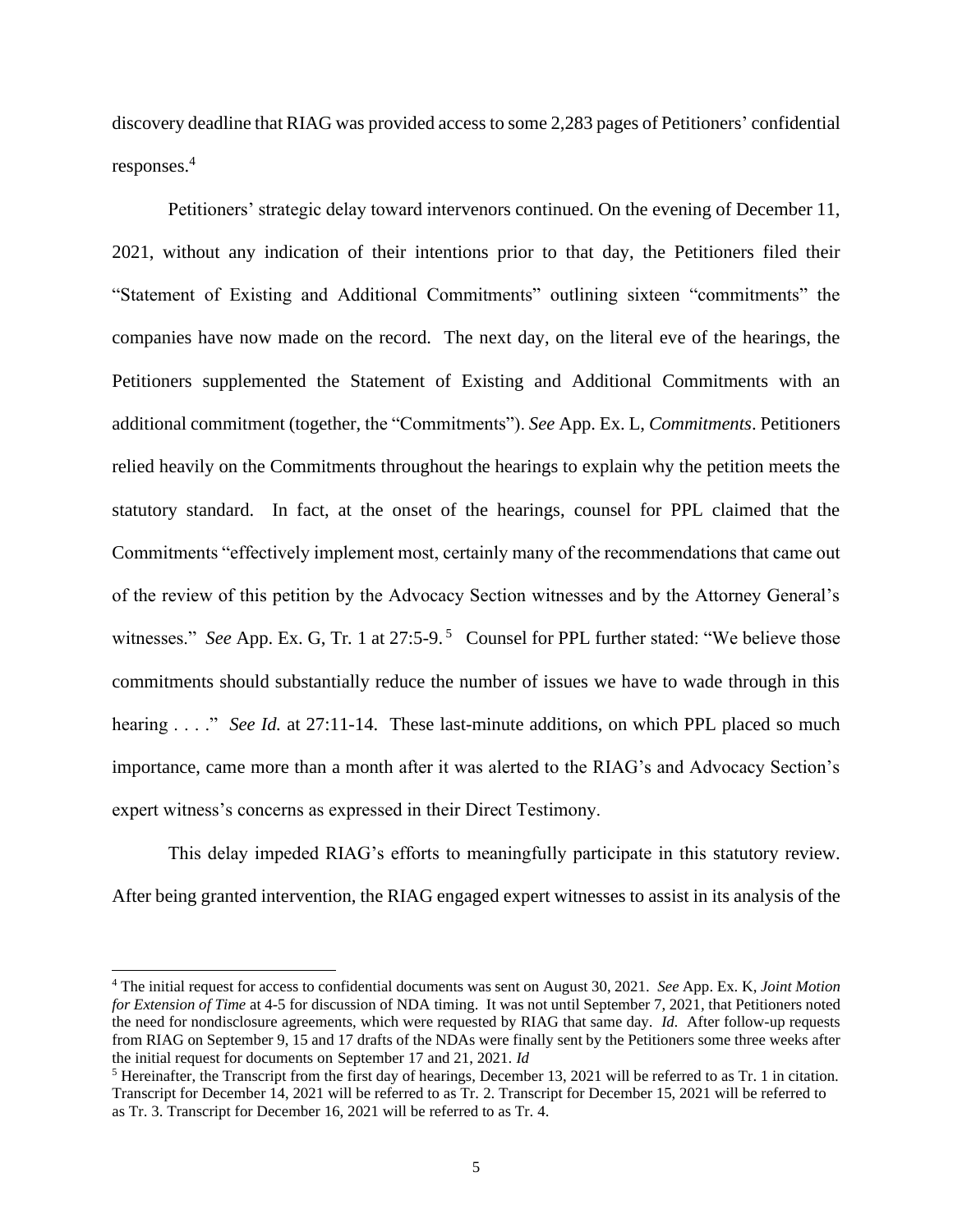discovery deadline that RIAG was provided access to some 2,283 pages of Petitioners' confidential responses.[4]

Petitioners' strategic delay toward intervenors continued. On the evening of December 11, 2021, without any indication of their intentions prior to that day, the Petitioners filed their "Statement of Existing and Additional Commitments" outlining sixteen "commitments" the companies have now made on the record. The next day, on the literal eve of the hearings, the Petitioners supplemented the Statement of Existing and Additional Commitments with an additional commitment (together, the "Commitments"). *See* App. Ex. L, *Commitments*. Petitioners relied heavily on the Commitments throughout the hearings to explain why the petition meets the statutory standard. In fact, at the onset of the hearings, counsel for PPL claimed that the Commitments "effectively implement most, certainly many of the recommendations that came out of the review of this petition by the Advocacy Section witnesses and by the Attorney General's witnesses." *See* App. Ex. G, Tr. 1 at 27:5-9.[5] Counsel for PPL further stated: "We believe those commitments should substantially reduce the number of issues we have to wade through in this hearing . . . ." *See Id.* at 27:11-14. These last-minute additions, on which PPL placed so much importance, came more than a month after it was alerted to the RIAG's and Advocacy Section's expert witness's concerns as expressed in their Direct Testimony.

This delay impeded RIAG's efforts to meaningfully participate in this statutory review. After being granted intervention, the RIAG engaged expert witnesses to assist in its analysis of the

---

[4] The initial request for access to confidential documents was sent on August 30, 2021. *See* App. Ex. K, *Joint Motion for Extension of Time* at 4-5 for discussion of NDA timing. It was not until September 7, 2021, that Petitioners noted the need for nondisclosure agreements, which were requested by RIAG that same day. *Id.* After follow-up requests from RIAG on September 9, 15 and 17 drafts of the NDAs were finally sent by the Petitioners some three weeks after the initial request for documents on September 17 and 21, 2021. *Id*

[5] Hereinafter, the Transcript from the first day of hearings, December 13, 2021 will be referred to as Tr. 1 in citation. Transcript for December 14, 2021 will be referred to as Tr. 2. Transcript for December 15, 2021 will be referred to as Tr. 3. Transcript for December 16, 2021 will be referred to as Tr. 4.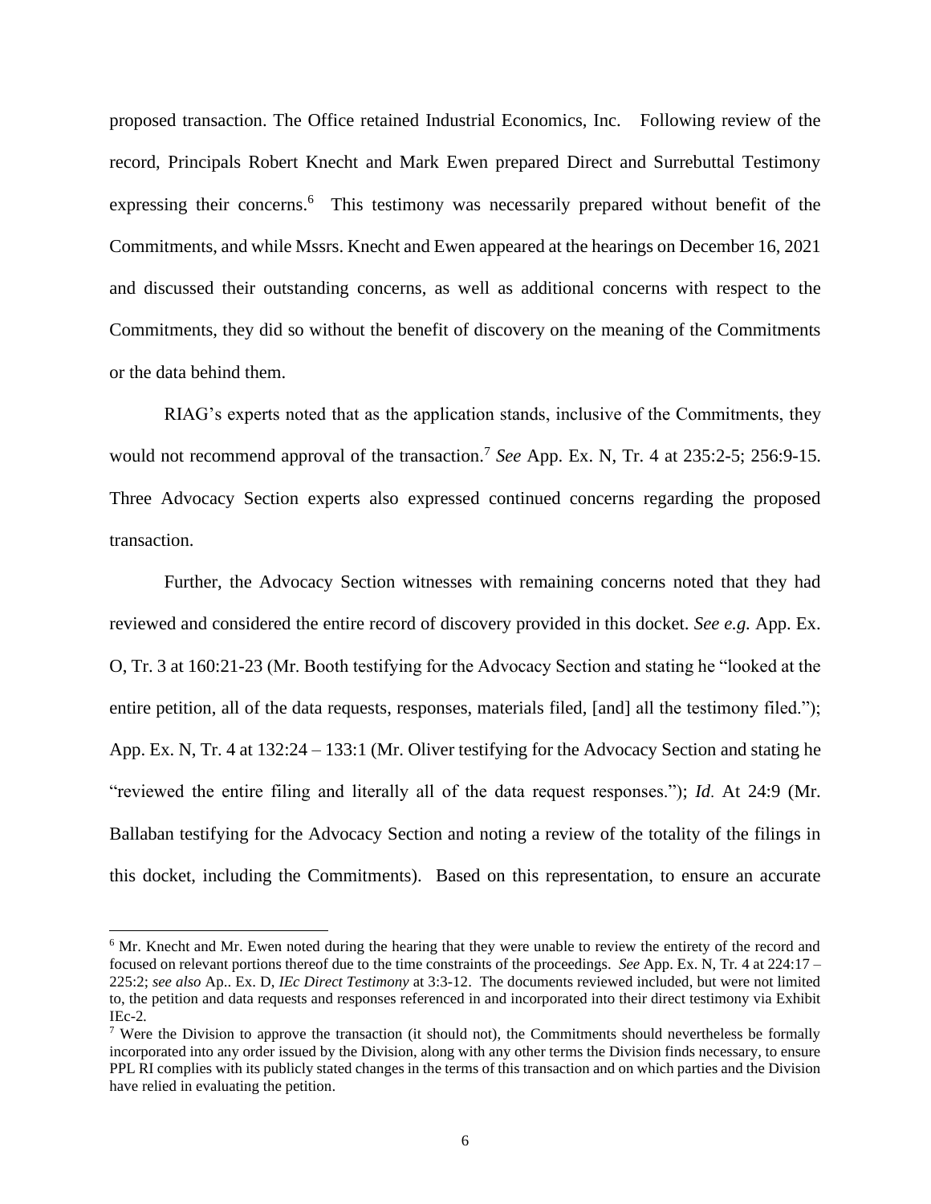proposed transaction. The Office retained Industrial Economics, Inc. Following review of the record, Principals Robert Knecht and Mark Ewen prepared Direct and Surrebuttal Testimony expressing their concerns.[6] This testimony was necessarily prepared without benefit of the Commitments, and while Mssrs. Knecht and Ewen appeared at the hearings on December 16, 2021 and discussed their outstanding concerns, as well as additional concerns with respect to the Commitments, they did so without the benefit of discovery on the meaning of the Commitments or the data behind them.

RIAG's experts noted that as the application stands, inclusive of the Commitments, they would not recommend approval of the transaction.[7] *See* App. Ex. N, Tr. 4 at 235:2-5; 256:9-15. Three Advocacy Section experts also expressed continued concerns regarding the proposed transaction.

Further, the Advocacy Section witnesses with remaining concerns noted that they had reviewed and considered the entire record of discovery provided in this docket. *See e.g.* App. Ex. O, Tr. 3 at 160:21-23 (Mr. Booth testifying for the Advocacy Section and stating he "looked at the entire petition, all of the data requests, responses, materials filed, [and] all the testimony filed."); App. Ex. N, Tr. 4 at 132:24 – 133:1 (Mr. Oliver testifying for the Advocacy Section and stating he "reviewed the entire filing and literally all of the data request responses."); *Id.* At 24:9 (Mr. Ballaban testifying for the Advocacy Section and noting a review of the totality of the filings in this docket, including the Commitments). Based on this representation, to ensure an accurate

---

[6] Mr. Knecht and Mr. Ewen noted during the hearing that they were unable to review the entirety of the record and focused on relevant portions thereof due to the time constraints of the proceedings. *See* App. Ex. N, Tr. 4 at 224:17 – 225:2; *see also* Ap.. Ex. D, *IEc Direct Testimony* at 3:3-12. The documents reviewed included, but were not limited to, the petition and data requests and responses referenced in and incorporated into their direct testimony via Exhibit IEc-2.

[7] Were the Division to approve the transaction (it should not), the Commitments should nevertheless be formally incorporated into any order issued by the Division, along with any other terms the Division finds necessary, to ensure PPL RI complies with its publicly stated changes in the terms of this transaction and on which parties and the Division have relied in evaluating the petition.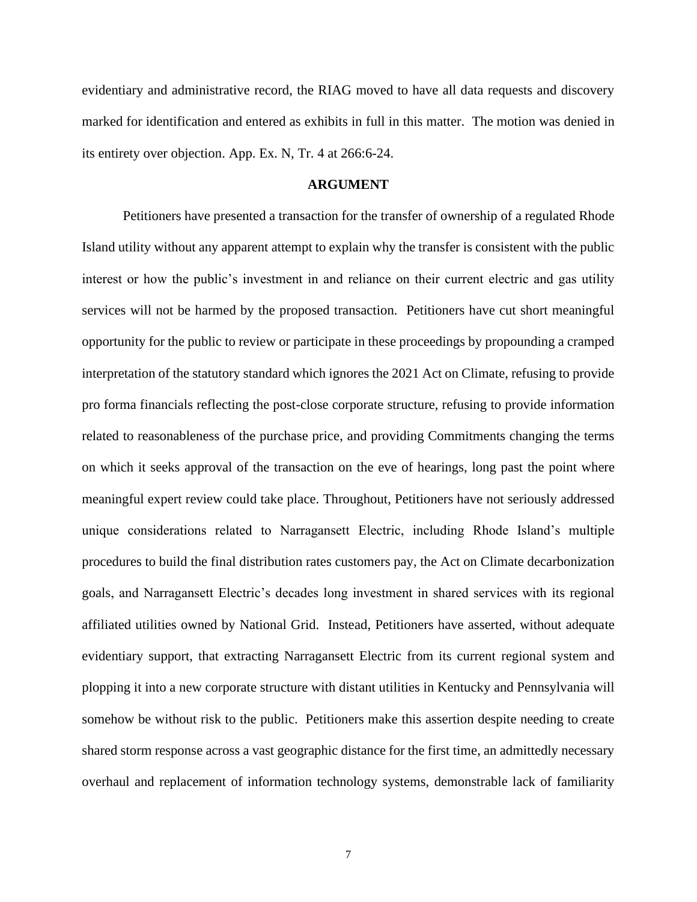evidentiary and administrative record, the RIAG moved to have all data requests and discovery marked for identification and entered as exhibits in full in this matter. The motion was denied in its entirety over objection. App. Ex. N, Tr. 4 at 266:6-24.

## ARGUMENT

Petitioners have presented a transaction for the transfer of ownership of a regulated Rhode Island utility without any apparent attempt to explain why the transfer is consistent with the public interest or how the public's investment in and reliance on their current electric and gas utility services will not be harmed by the proposed transaction. Petitioners have cut short meaningful opportunity for the public to review or participate in these proceedings by propounding a cramped interpretation of the statutory standard which ignores the 2021 Act on Climate, refusing to provide pro forma financials reflecting the post-close corporate structure, refusing to provide information related to reasonableness of the purchase price, and providing Commitments changing the terms on which it seeks approval of the transaction on the eve of hearings, long past the point where meaningful expert review could take place. Throughout, Petitioners have not seriously addressed unique considerations related to Narragansett Electric, including Rhode Island's multiple procedures to build the final distribution rates customers pay, the Act on Climate decarbonization goals, and Narragansett Electric's decades long investment in shared services with its regional affiliated utilities owned by National Grid. Instead, Petitioners have asserted, without adequate evidentiary support, that extracting Narragansett Electric from its current regional system and plopping it into a new corporate structure with distant utilities in Kentucky and Pennsylvania will somehow be without risk to the public. Petitioners make this assertion despite needing to create shared storm response across a vast geographic distance for the first time, an admittedly necessary overhaul and replacement of information technology systems, demonstrable lack of familiarity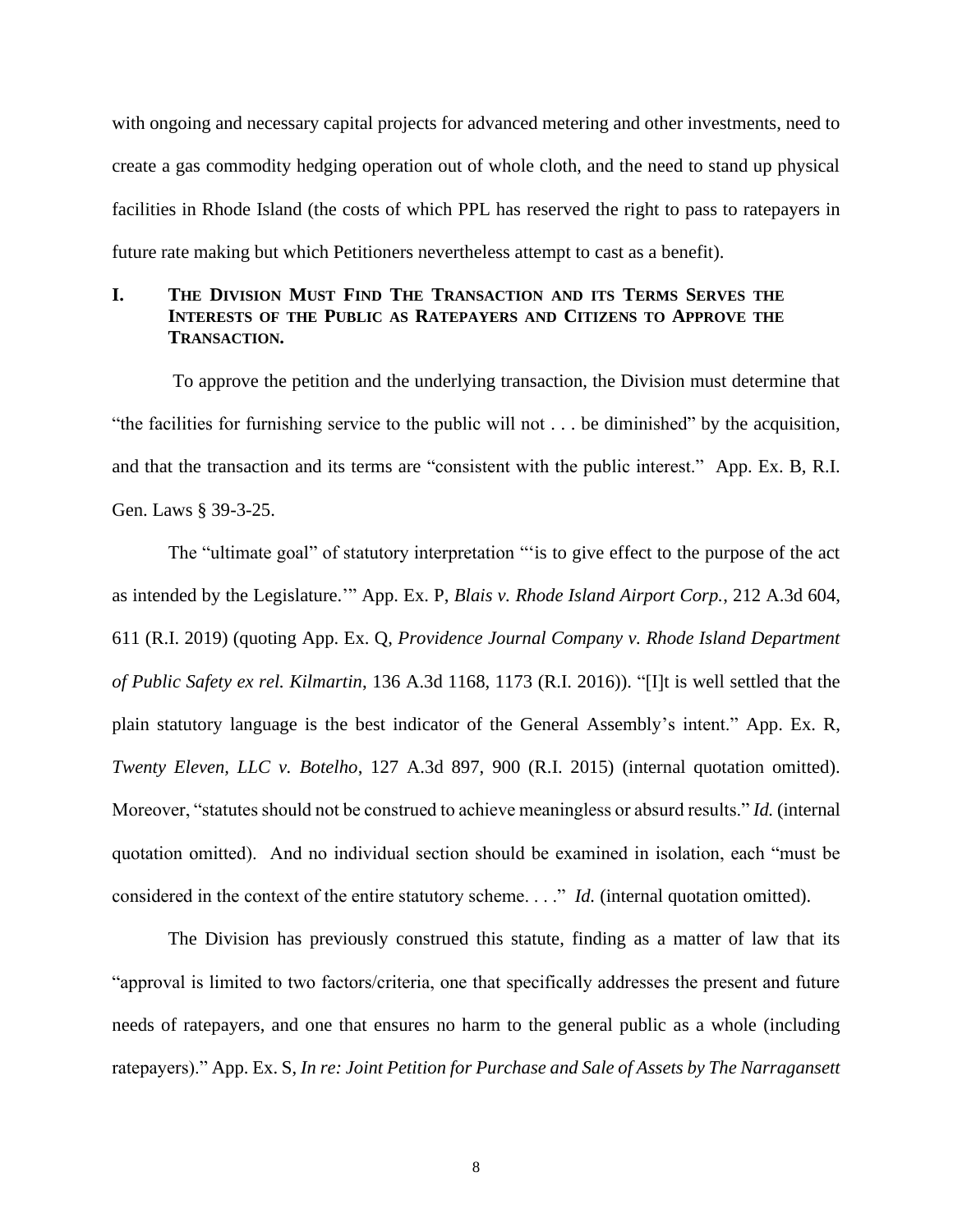with ongoing and necessary capital projects for advanced metering and other investments, need to create a gas commodity hedging operation out of whole cloth, and the need to stand up physical facilities in Rhode Island (the costs of which PPL has reserved the right to pass to ratepayers in future rate making but which Petitioners nevertheless attempt to cast as a benefit).

## I. THE DIVISION MUST FIND THE TRANSACTION AND ITS TERMS SERVES THE INTERESTS OF THE PUBLIC AS RATEPAYERS AND CITIZENS TO APPROVE THE TRANSACTION.

To approve the petition and the underlying transaction, the Division must determine that "the facilities for furnishing service to the public will not . . . be diminished" by the acquisition, and that the transaction and its terms are "consistent with the public interest." App. Ex. B, R.I. Gen. Laws § 39-3-25.

The "ultimate goal" of statutory interpretation "'is to give effect to the purpose of the act as intended by the Legislature.'" App. Ex. P, *Blais v. Rhode Island Airport Corp.*, 212 A.3d 604, 611 (R.I. 2019) (quoting App. Ex. Q, *Providence Journal Company v. Rhode Island Department of Public Safety ex rel. Kilmartin*, 136 A.3d 1168, 1173 (R.I. 2016)). "[I]t is well settled that the plain statutory language is the best indicator of the General Assembly's intent." App. Ex. R, *Twenty Eleven, LLC v. Botelho*, 127 A.3d 897, 900 (R.I. 2015) (internal quotation omitted). Moreover, "statutes should not be construed to achieve meaningless or absurd results." *Id.* (internal quotation omitted). And no individual section should be examined in isolation, each "must be considered in the context of the entire statutory scheme. . . ." *Id.* (internal quotation omitted).

The Division has previously construed this statute, finding as a matter of law that its "approval is limited to two factors/criteria, one that specifically addresses the present and future needs of ratepayers, and one that ensures no harm to the general public as a whole (including ratepayers)." App. Ex. S, *In re: Joint Petition for Purchase and Sale of Assets by The Narragansett*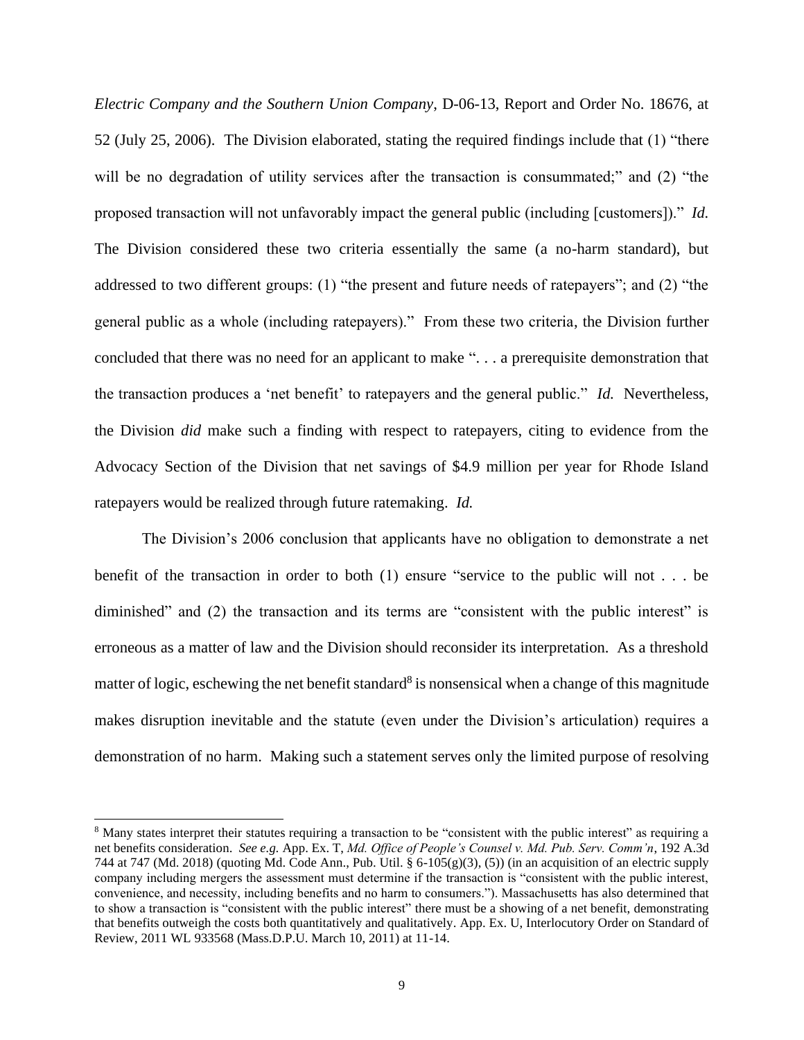*Electric Company and the Southern Union Company*, D-06-13, Report and Order No. 18676, at 52 (July 25, 2006). The Division elaborated, stating the required findings include that (1) "there will be no degradation of utility services after the transaction is consummated;" and (2) "the proposed transaction will not unfavorably impact the general public (including [customers])." *Id.* The Division considered these two criteria essentially the same (a no-harm standard), but addressed to two different groups: (1) "the present and future needs of ratepayers"; and (2) "the general public as a whole (including ratepayers)." From these two criteria, the Division further concluded that there was no need for an applicant to make ". . . a prerequisite demonstration that the transaction produces a 'net benefit' to ratepayers and the general public." *Id.* Nevertheless, the Division *did* make such a finding with respect to ratepayers, citing to evidence from the Advocacy Section of the Division that net savings of $4.9 million per year for Rhode Island ratepayers would be realized through future ratemaking. *Id.*

The Division's 2006 conclusion that applicants have no obligation to demonstrate a net benefit of the transaction in order to both (1) ensure "service to the public will not . . . be diminished" and (2) the transaction and its terms are "consistent with the public interest" is erroneous as a matter of law and the Division should reconsider its interpretation. As a threshold matter of logic, eschewing the net benefit standard[8] is nonsensical when a change of this magnitude makes disruption inevitable and the statute (even under the Division's articulation) requires a demonstration of no harm. Making such a statement serves only the limited purpose of resolving

[8] Many states interpret their statutes requiring a transaction to be "consistent with the public interest" as requiring a net benefits consideration. *See e.g.* App. Ex. T, *Md. Office of People's Counsel v. Md. Pub. Serv. Comm'n*, 192 A.3d 744 at 747 (Md. 2018) (quoting Md. Code Ann., Pub. Util. § 6-105(g)(3), (5)) (in an acquisition of an electric supply company including mergers the assessment must determine if the transaction is "consistent with the public interest, convenience, and necessity, including benefits and no harm to consumers."). Massachusetts has also determined that to show a transaction is "consistent with the public interest" there must be a showing of a net benefit, demonstrating that benefits outweigh the costs both quantitatively and qualitatively. App. Ex. U, Interlocutory Order on Standard of Review, 2011 WL 933568 (Mass.D.P.U. March 10, 2011) at 11-14.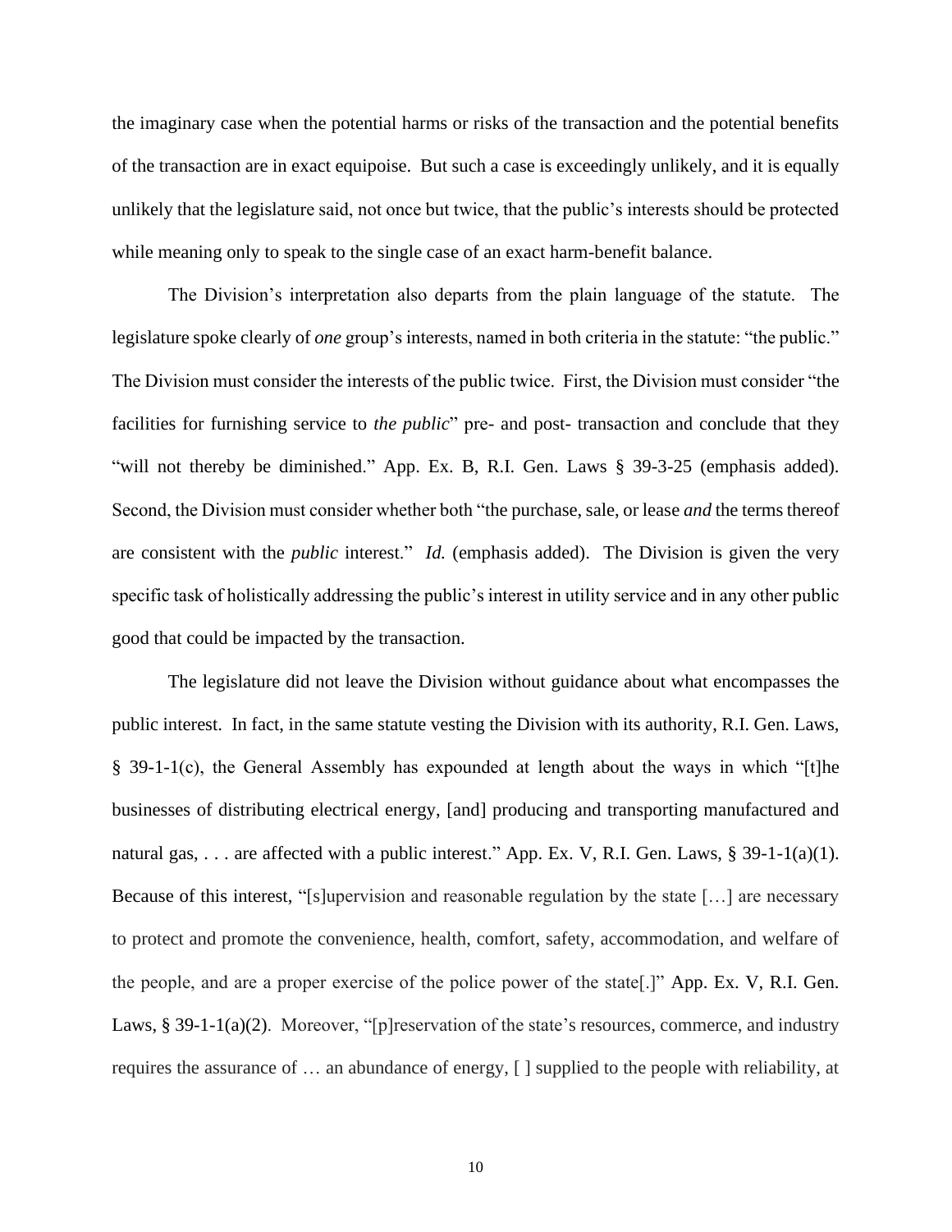the imaginary case when the potential harms or risks of the transaction and the potential benefits of the transaction are in exact equipoise. But such a case is exceedingly unlikely, and it is equally unlikely that the legislature said, not once but twice, that the public's interests should be protected while meaning only to speak to the single case of an exact harm-benefit balance.

The Division's interpretation also departs from the plain language of the statute. The legislature spoke clearly of *one* group's interests, named in both criteria in the statute: "the public." The Division must consider the interests of the public twice. First, the Division must consider "the facilities for furnishing service to *the public*" pre- and post- transaction and conclude that they "will not thereby be diminished." App. Ex. B, R.I. Gen. Laws § 39-3-25 (emphasis added). Second, the Division must consider whether both "the purchase, sale, or lease *and* the terms thereof are consistent with the *public* interest." *Id.* (emphasis added). The Division is given the very specific task of holistically addressing the public's interest in utility service and in any other public good that could be impacted by the transaction.

The legislature did not leave the Division without guidance about what encompasses the public interest. In fact, in the same statute vesting the Division with its authority, R.I. Gen. Laws, § 39-1-1(c), the General Assembly has expounded at length about the ways in which "[t]he businesses of distributing electrical energy, [and] producing and transporting manufactured and natural gas, . . . are affected with a public interest." App. Ex. V, R.I. Gen. Laws, § 39-1-1(a)(1). Because of this interest, "[s]upervision and reasonable regulation by the state […] are necessary to protect and promote the convenience, health, comfort, safety, accommodation, and welfare of the people, and are a proper exercise of the police power of the state[.]" App. Ex. V, R.I. Gen. Laws, § 39-1-1(a)(2). Moreover, "[p]reservation of the state's resources, commerce, and industry requires the assurance of … an abundance of energy, [ ] supplied to the people with reliability, at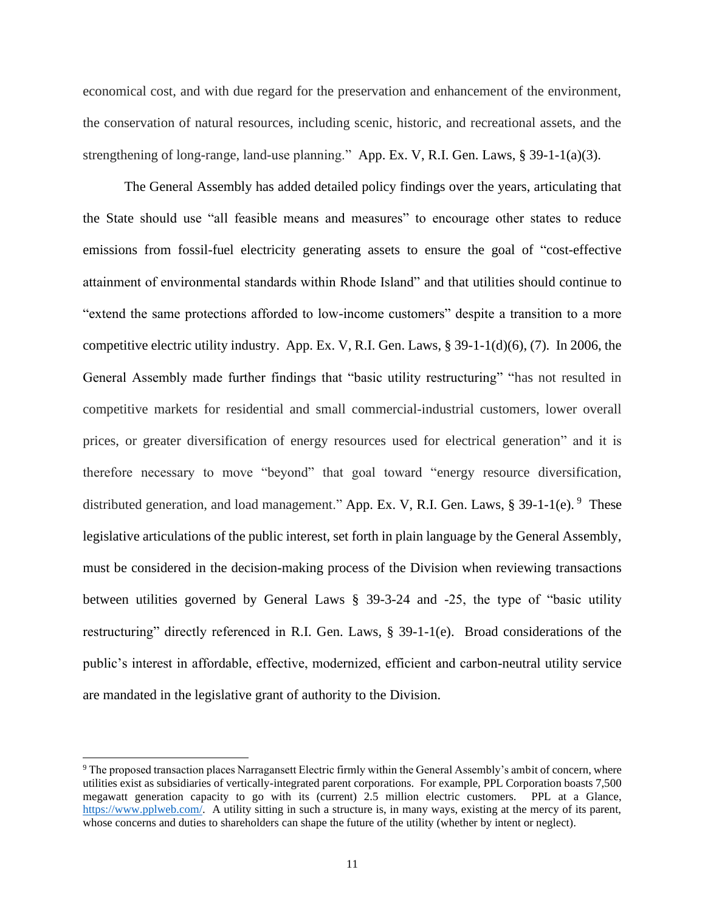economical cost, and with due regard for the preservation and enhancement of the environment, the conservation of natural resources, including scenic, historic, and recreational assets, and the strengthening of long-range, land-use planning." App. Ex. V, R.I. Gen. Laws, § 39-1-1(a)(3).

The General Assembly has added detailed policy findings over the years, articulating that the State should use "all feasible means and measures" to encourage other states to reduce emissions from fossil-fuel electricity generating assets to ensure the goal of "cost-effective attainment of environmental standards within Rhode Island" and that utilities should continue to "extend the same protections afforded to low-income customers" despite a transition to a more competitive electric utility industry. App. Ex. V, R.I. Gen. Laws, § 39-1-1(d)(6), (7). In 2006, the General Assembly made further findings that "basic utility restructuring" "has not resulted in competitive markets for residential and small commercial-industrial customers, lower overall prices, or greater diversification of energy resources used for electrical generation" and it is therefore necessary to move "beyond" that goal toward "energy resource diversification, distributed generation, and load management." App. Ex. V, R.I. Gen. Laws, § 39-1-1(e).[9] These legislative articulations of the public interest, set forth in plain language by the General Assembly, must be considered in the decision-making process of the Division when reviewing transactions between utilities governed by General Laws § 39-3-24 and -25, the type of "basic utility restructuring" directly referenced in R.I. Gen. Laws, § 39-1-1(e). Broad considerations of the public's interest in affordable, effective, modernized, efficient and carbon-neutral utility service are mandated in the legislative grant of authority to the Division.

---

[9] The proposed transaction places Narragansett Electric firmly within the General Assembly's ambit of concern, where utilities exist as subsidiaries of vertically-integrated parent corporations. For example, PPL Corporation boasts 7,500 megawatt generation capacity to go with its (current) 2.5 million electric customers. PPL at a Glance, https://www.pplweb.com/. A utility sitting in such a structure is, in many ways, existing at the mercy of its parent, whose concerns and duties to shareholders can shape the future of the utility (whether by intent or neglect).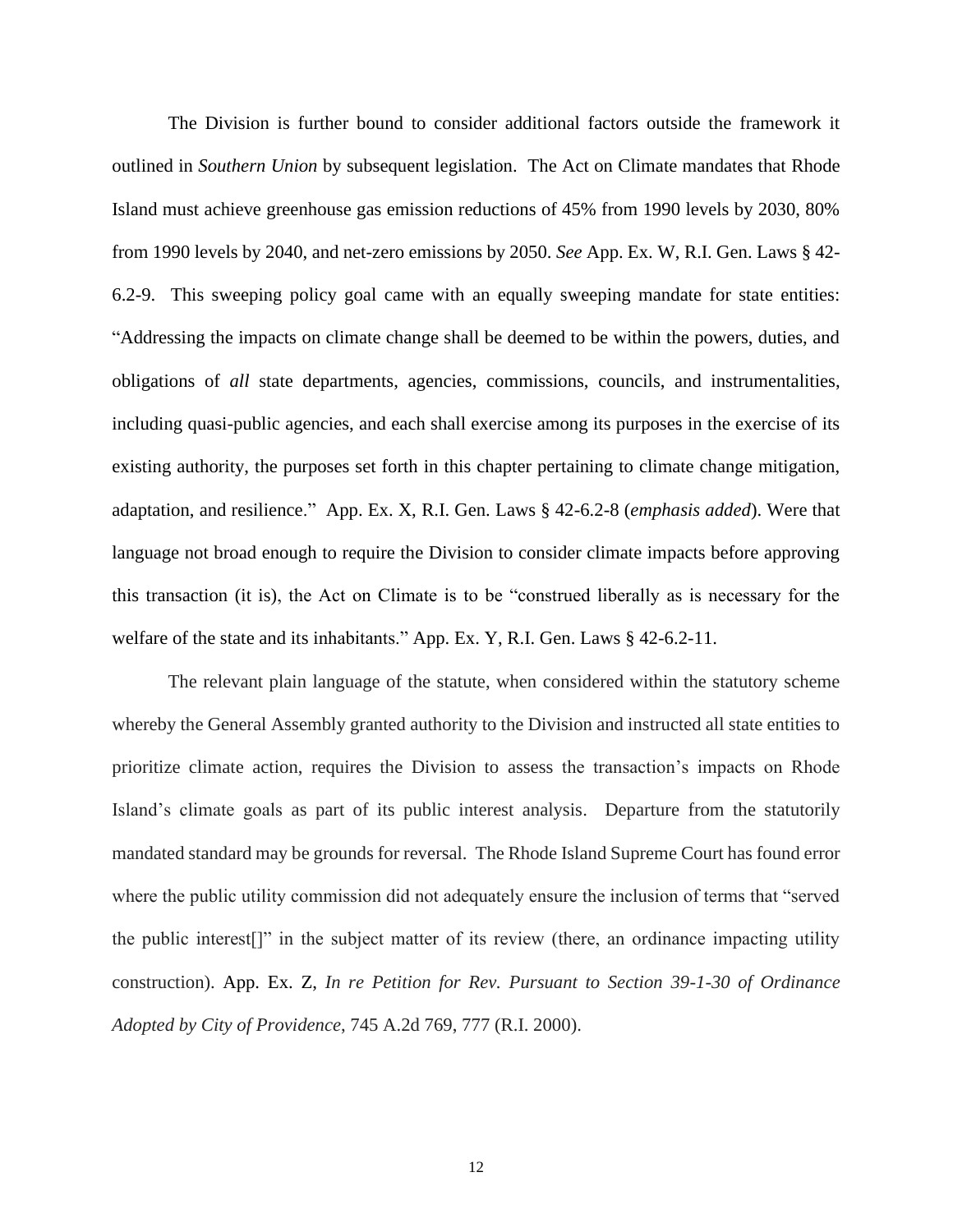The Division is further bound to consider additional factors outside the framework it outlined in *Southern Union* by subsequent legislation. The Act on Climate mandates that Rhode Island must achieve greenhouse gas emission reductions of 45% from 1990 levels by 2030, 80% from 1990 levels by 2040, and net-zero emissions by 2050. *See* App. Ex. W, R.I. Gen. Laws § 42-6.2-9. This sweeping policy goal came with an equally sweeping mandate for state entities: "Addressing the impacts on climate change shall be deemed to be within the powers, duties, and obligations of *all* state departments, agencies, commissions, councils, and instrumentalities, including quasi-public agencies, and each shall exercise among its purposes in the exercise of its existing authority, the purposes set forth in this chapter pertaining to climate change mitigation, adaptation, and resilience." App. Ex. X, R.I. Gen. Laws § 42-6.2-8 (*emphasis added*). Were that language not broad enough to require the Division to consider climate impacts before approving this transaction (it is), the Act on Climate is to be "construed liberally as is necessary for the welfare of the state and its inhabitants." App. Ex. Y, R.I. Gen. Laws § 42-6.2-11.

The relevant plain language of the statute, when considered within the statutory scheme whereby the General Assembly granted authority to the Division and instructed all state entities to prioritize climate action, requires the Division to assess the transaction's impacts on Rhode Island's climate goals as part of its public interest analysis. Departure from the statutorily mandated standard may be grounds for reversal. The Rhode Island Supreme Court has found error where the public utility commission did not adequately ensure the inclusion of terms that "served the public interest[]" in the subject matter of its review (there, an ordinance impacting utility construction). App. Ex. Z, *In re Petition for Rev. Pursuant to Section 39-1-30 of Ordinance Adopted by City of Providence*, 745 A.2d 769, 777 (R.I. 2000).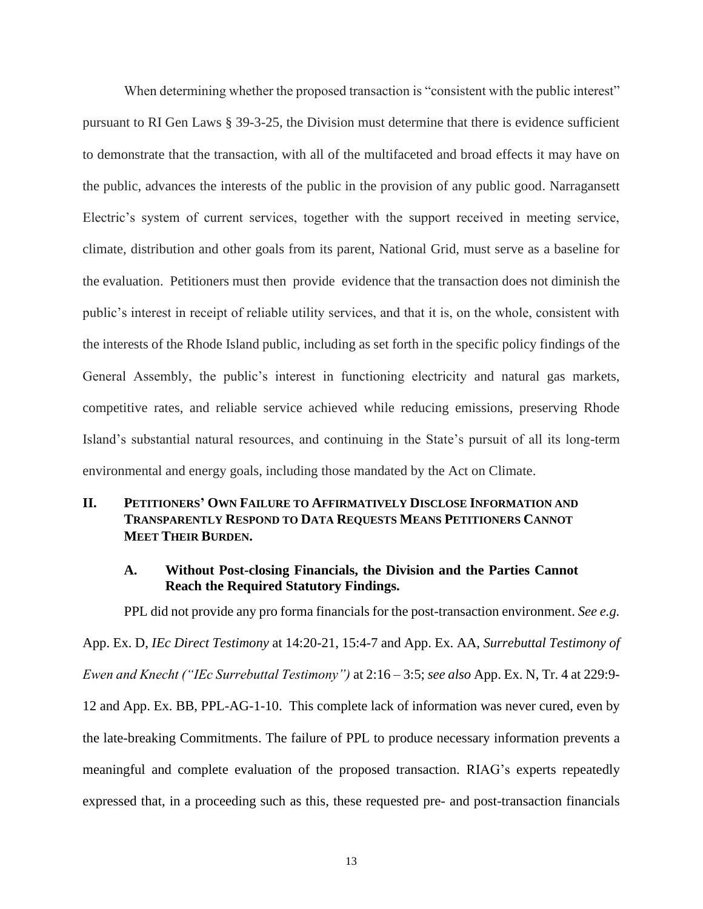When determining whether the proposed transaction is "consistent with the public interest" pursuant to RI Gen Laws § 39-3-25, the Division must determine that there is evidence sufficient to demonstrate that the transaction, with all of the multifaceted and broad effects it may have on the public, advances the interests of the public in the provision of any public good. Narragansett Electric's system of current services, together with the support received in meeting service, climate, distribution and other goals from its parent, National Grid, must serve as a baseline for the evaluation. Petitioners must then provide evidence that the transaction does not diminish the public's interest in receipt of reliable utility services, and that it is, on the whole, consistent with the interests of the Rhode Island public, including as set forth in the specific policy findings of the General Assembly, the public's interest in functioning electricity and natural gas markets, competitive rates, and reliable service achieved while reducing emissions, preserving Rhode Island's substantial natural resources, and continuing in the State's pursuit of all its long-term environmental and energy goals, including those mandated by the Act on Climate.

## II. Petitioners' Own Failure to Affirmatively Disclose Information and Transparently Respond to Data Requests Means Petitioners Cannot Meet Their Burden.

### A. Without Post-closing Financials, the Division and the Parties Cannot Reach the Required Statutory Findings.

PPL did not provide any pro forma financials for the post-transaction environment. *See e.g.* App. Ex. D, *IEc Direct Testimony* at 14:20-21, 15:4-7 and App. Ex. AA, *Surrebuttal Testimony of Ewen and Knecht ("IEc Surrebuttal Testimony")* at 2:16 – 3:5; *see also* App. Ex. N, Tr. 4 at 229:9-12 and App. Ex. BB, PPL-AG-1-10. This complete lack of information was never cured, even by the late-breaking Commitments. The failure of PPL to produce necessary information prevents a meaningful and complete evaluation of the proposed transaction. RIAG's experts repeatedly expressed that, in a proceeding such as this, these requested pre- and post-transaction financials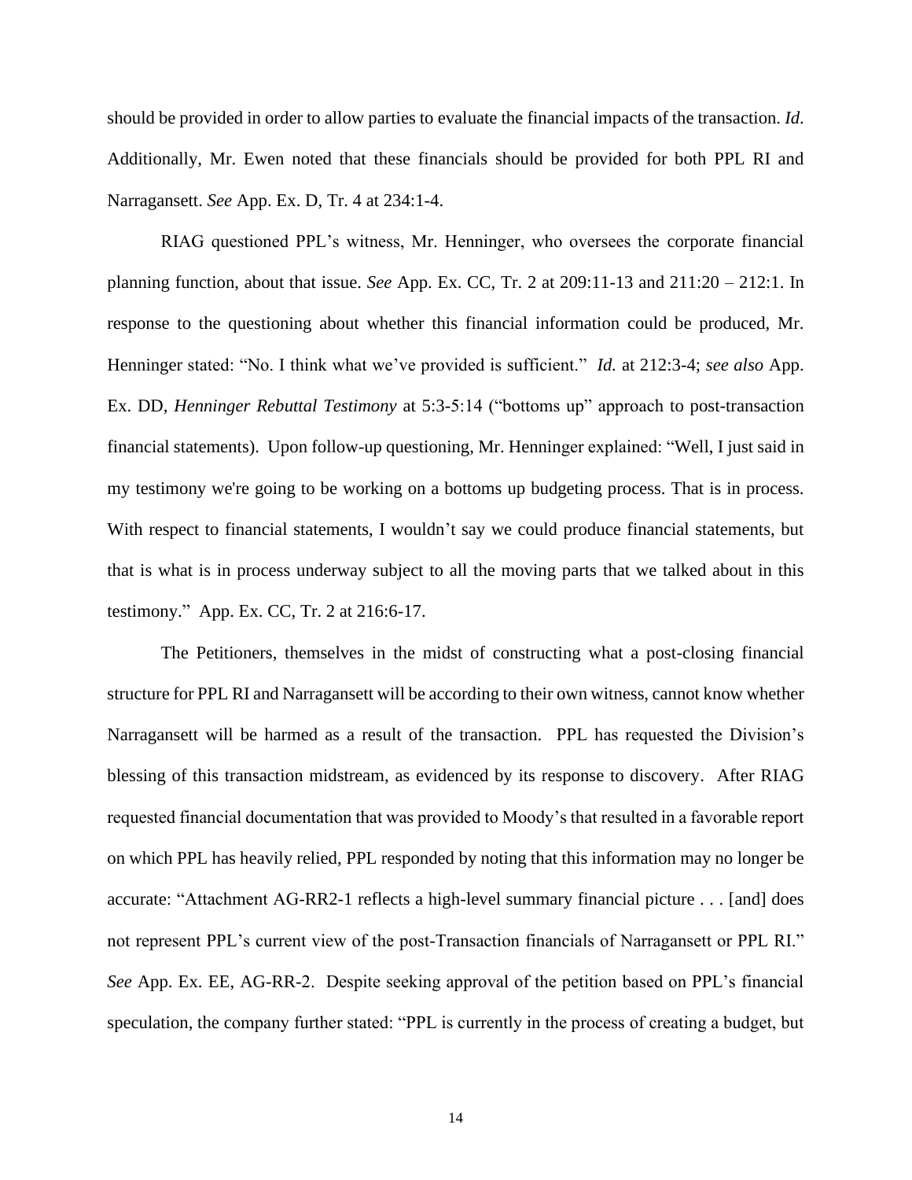should be provided in order to allow parties to evaluate the financial impacts of the transaction. *Id.* Additionally, Mr. Ewen noted that these financials should be provided for both PPL RI and Narragansett. *See* App. Ex. D, Tr. 4 at 234:1-4.

RIAG questioned PPL's witness, Mr. Henninger, who oversees the corporate financial planning function, about that issue. *See* App. Ex. CC, Tr. 2 at 209:11-13 and 211:20 – 212:1. In response to the questioning about whether this financial information could be produced, Mr. Henninger stated: "No. I think what we've provided is sufficient." *Id.* at 212:3-4; *see also* App. Ex. DD, *Henninger Rebuttal Testimony* at 5:3-5:14 ("bottoms up" approach to post-transaction financial statements). Upon follow-up questioning, Mr. Henninger explained: "Well, I just said in my testimony we're going to be working on a bottoms up budgeting process. That is in process. With respect to financial statements, I wouldn't say we could produce financial statements, but that is what is in process underway subject to all the moving parts that we talked about in this testimony." App. Ex. CC, Tr. 2 at 216:6-17.

The Petitioners, themselves in the midst of constructing what a post-closing financial structure for PPL RI and Narragansett will be according to their own witness, cannot know whether Narragansett will be harmed as a result of the transaction. PPL has requested the Division's blessing of this transaction midstream, as evidenced by its response to discovery. After RIAG requested financial documentation that was provided to Moody's that resulted in a favorable report on which PPL has heavily relied, PPL responded by noting that this information may no longer be accurate: "Attachment AG-RR2-1 reflects a high-level summary financial picture . . . [and] does not represent PPL's current view of the post-Transaction financials of Narragansett or PPL RI." *See* App. Ex. EE, AG-RR-2. Despite seeking approval of the petition based on PPL's financial speculation, the company further stated: "PPL is currently in the process of creating a budget, but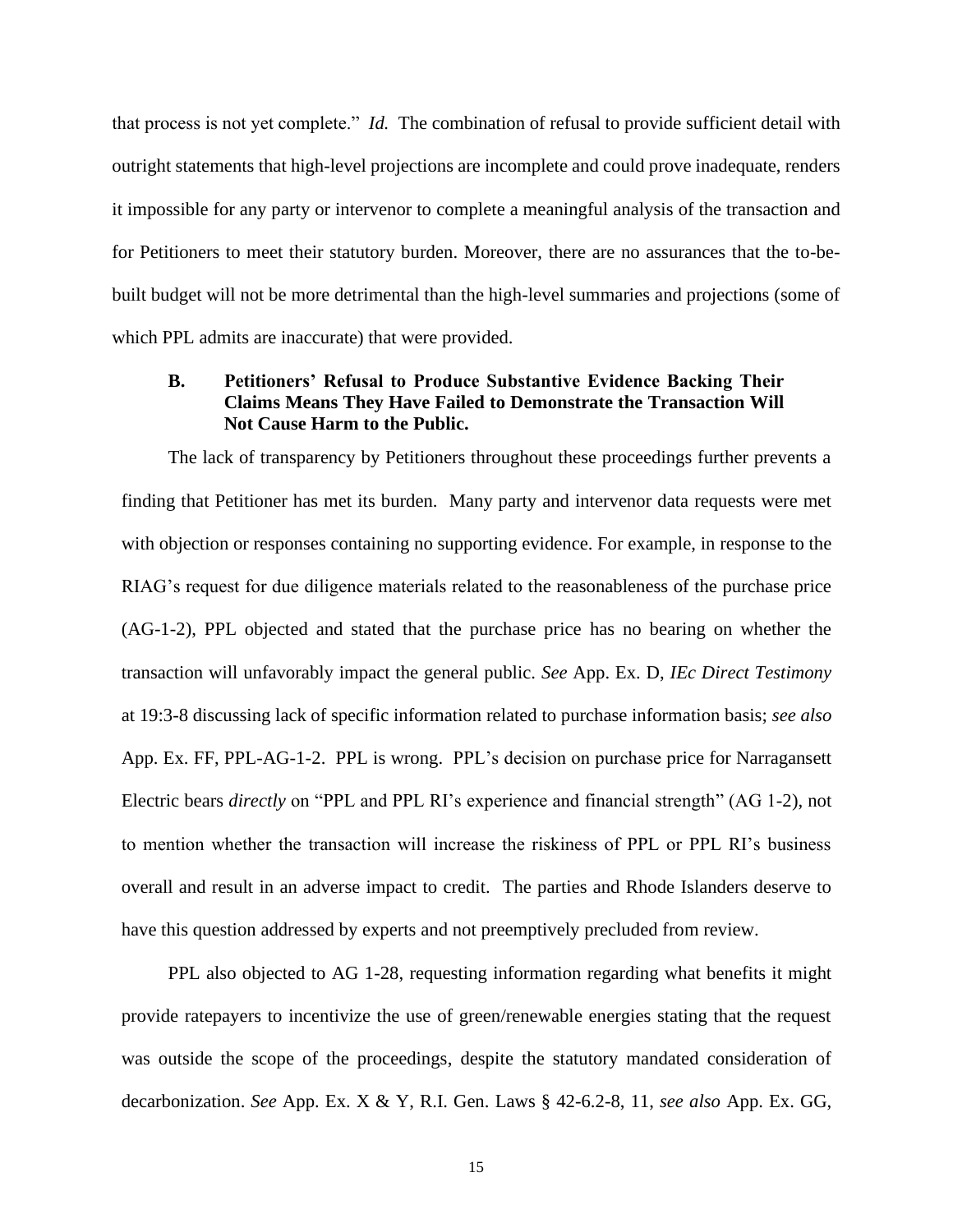that process is not yet complete." *Id.* The combination of refusal to provide sufficient detail with outright statements that high-level projections are incomplete and could prove inadequate, renders it impossible for any party or intervenor to complete a meaningful analysis of the transaction and for Petitioners to meet their statutory burden. Moreover, there are no assurances that the to-be-built budget will not be more detrimental than the high-level summaries and projections (some of which PPL admits are inaccurate) that were provided.

### B. Petitioners' Refusal to Produce Substantive Evidence Backing Their Claims Means They Have Failed to Demonstrate the Transaction Will Not Cause Harm to the Public.

The lack of transparency by Petitioners throughout these proceedings further prevents a finding that Petitioner has met its burden. Many party and intervenor data requests were met with objection or responses containing no supporting evidence. For example, in response to the RIAG's request for due diligence materials related to the reasonableness of the purchase price (AG-1-2), PPL objected and stated that the purchase price has no bearing on whether the transaction will unfavorably impact the general public. *See* App. Ex. D, *IEc Direct Testimony* at 19:3-8 discussing lack of specific information related to purchase information basis; *see also* App. Ex. FF, PPL-AG-1-2. PPL is wrong. PPL's decision on purchase price for Narragansett Electric bears *directly* on "PPL and PPL RI's experience and financial strength" (AG 1-2), not to mention whether the transaction will increase the riskiness of PPL or PPL RI's business overall and result in an adverse impact to credit. The parties and Rhode Islanders deserve to have this question addressed by experts and not preemptively precluded from review.

PPL also objected to AG 1-28, requesting information regarding what benefits it might provide ratepayers to incentivize the use of green/renewable energies stating that the request was outside the scope of the proceedings, despite the statutory mandated consideration of decarbonization. *See* App. Ex. X & Y, R.I. Gen. Laws § 42-6.2-8, 11, *see also* App. Ex. GG,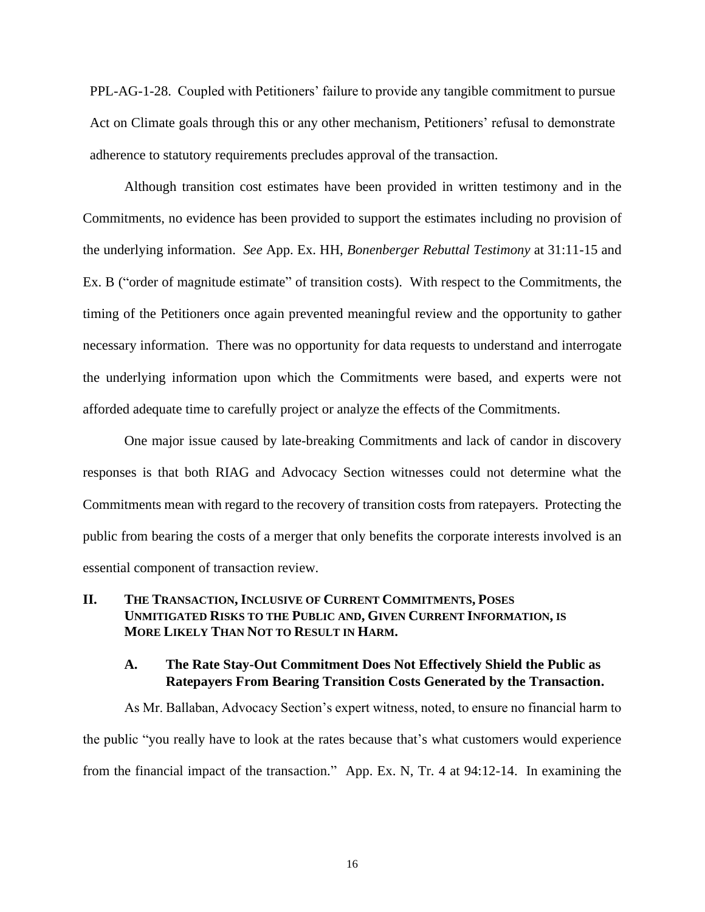PPL-AG-1-28. Coupled with Petitioners' failure to provide any tangible commitment to pursue Act on Climate goals through this or any other mechanism, Petitioners' refusal to demonstrate adherence to statutory requirements precludes approval of the transaction.

Although transition cost estimates have been provided in written testimony and in the Commitments, no evidence has been provided to support the estimates including no provision of the underlying information. *See* App. Ex. HH, *Bonenberger Rebuttal Testimony* at 31:11-15 and Ex. B ("order of magnitude estimate" of transition costs). With respect to the Commitments, the timing of the Petitioners once again prevented meaningful review and the opportunity to gather necessary information. There was no opportunity for data requests to understand and interrogate the underlying information upon which the Commitments were based, and experts were not afforded adequate time to carefully project or analyze the effects of the Commitments.

One major issue caused by late-breaking Commitments and lack of candor in discovery responses is that both RIAG and Advocacy Section witnesses could not determine what the Commitments mean with regard to the recovery of transition costs from ratepayers. Protecting the public from bearing the costs of a merger that only benefits the corporate interests involved is an essential component of transaction review.

## II. The Transaction, Inclusive of Current Commitments, Poses Unmitigated Risks to the Public and, Given Current Information, is More Likely Than Not to Result in Harm.

### A. The Rate Stay-Out Commitment Does Not Effectively Shield the Public as Ratepayers From Bearing Transition Costs Generated by the Transaction.

As Mr. Ballaban, Advocacy Section's expert witness, noted, to ensure no financial harm to the public "you really have to look at the rates because that's what customers would experience from the financial impact of the transaction." App. Ex. N, Tr. 4 at 94:12-14. In examining the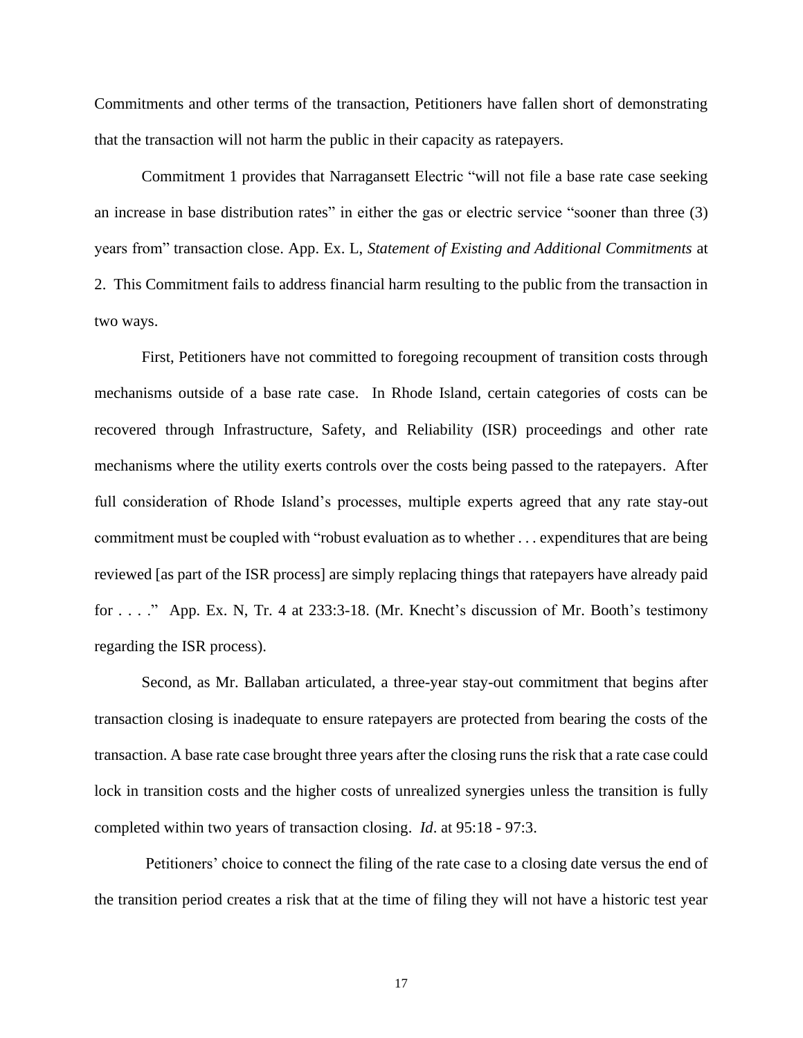Commitments and other terms of the transaction, Petitioners have fallen short of demonstrating that the transaction will not harm the public in their capacity as ratepayers.

Commitment 1 provides that Narragansett Electric "will not file a base rate case seeking an increase in base distribution rates" in either the gas or electric service "sooner than three (3) years from" transaction close. App. Ex. L, *Statement of Existing and Additional Commitments* at 2. This Commitment fails to address financial harm resulting to the public from the transaction in two ways.

First, Petitioners have not committed to foregoing recoupment of transition costs through mechanisms outside of a base rate case. In Rhode Island, certain categories of costs can be recovered through Infrastructure, Safety, and Reliability (ISR) proceedings and other rate mechanisms where the utility exerts controls over the costs being passed to the ratepayers. After full consideration of Rhode Island's processes, multiple experts agreed that any rate stay-out commitment must be coupled with "robust evaluation as to whether . . . expenditures that are being reviewed [as part of the ISR process] are simply replacing things that ratepayers have already paid for . . . ." App. Ex. N, Tr. 4 at 233:3-18. (Mr. Knecht's discussion of Mr. Booth's testimony regarding the ISR process).

Second, as Mr. Ballaban articulated, a three-year stay-out commitment that begins after transaction closing is inadequate to ensure ratepayers are protected from bearing the costs of the transaction. A base rate case brought three years after the closing runs the risk that a rate case could lock in transition costs and the higher costs of unrealized synergies unless the transition is fully completed within two years of transaction closing. *Id*. at 95:18 - 97:3.

Petitioners' choice to connect the filing of the rate case to a closing date versus the end of the transition period creates a risk that at the time of filing they will not have a historic test year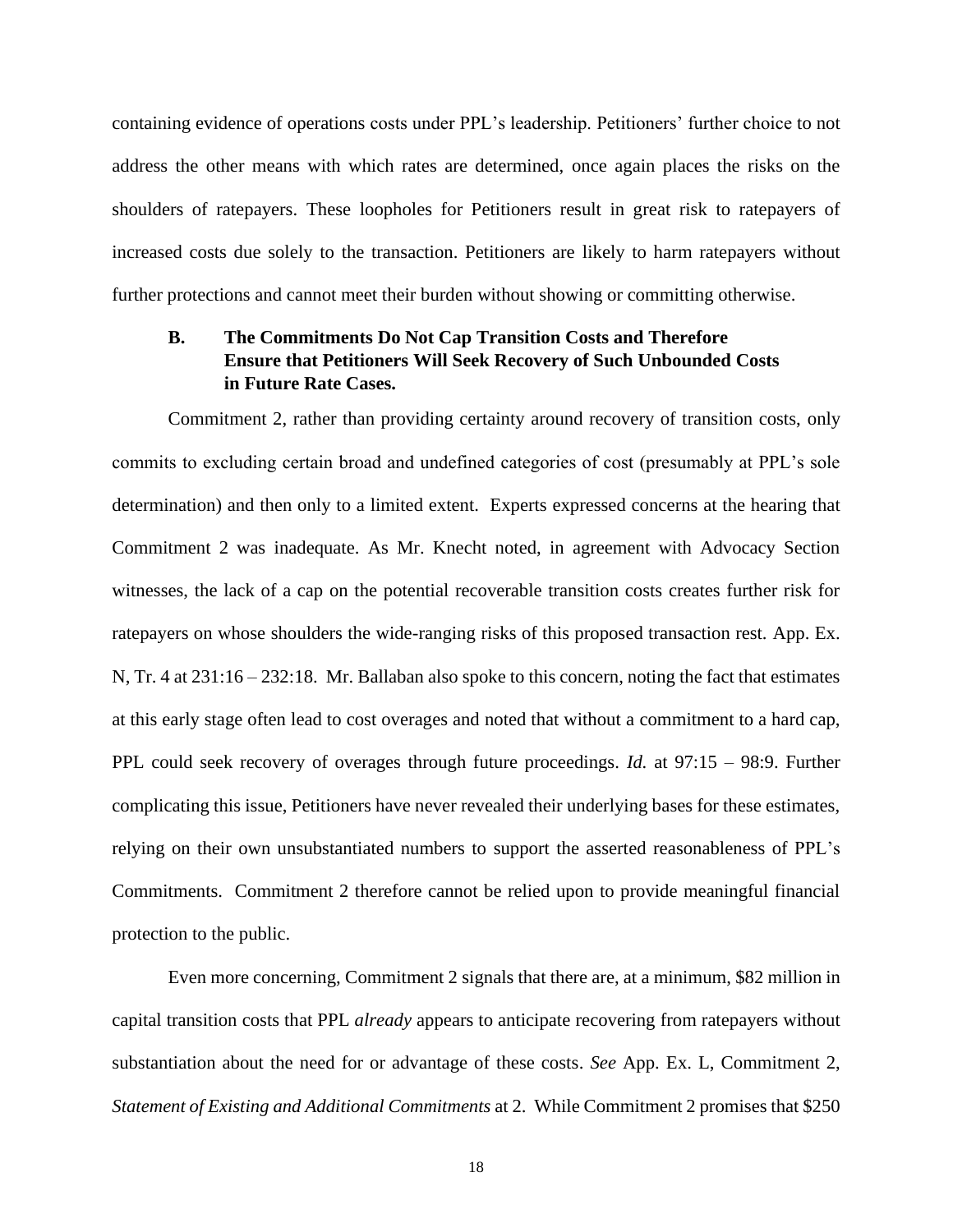containing evidence of operations costs under PPL's leadership. Petitioners' further choice to not address the other means with which rates are determined, once again places the risks on the shoulders of ratepayers. These loopholes for Petitioners result in great risk to ratepayers of increased costs due solely to the transaction. Petitioners are likely to harm ratepayers without further protections and cannot meet their burden without showing or committing otherwise.

### B. The Commitments Do Not Cap Transition Costs and Therefore Ensure that Petitioners Will Seek Recovery of Such Unbounded Costs in Future Rate Cases.

Commitment 2, rather than providing certainty around recovery of transition costs, only commits to excluding certain broad and undefined categories of cost (presumably at PPL's sole determination) and then only to a limited extent. Experts expressed concerns at the hearing that Commitment 2 was inadequate. As Mr. Knecht noted, in agreement with Advocacy Section witnesses, the lack of a cap on the potential recoverable transition costs creates further risk for ratepayers on whose shoulders the wide-ranging risks of this proposed transaction rest. App. Ex. N, Tr. 4 at 231:16 – 232:18. Mr. Ballaban also spoke to this concern, noting the fact that estimates at this early stage often lead to cost overages and noted that without a commitment to a hard cap, PPL could seek recovery of overages through future proceedings. *Id.* at 97:15 – 98:9. Further complicating this issue, Petitioners have never revealed their underlying bases for these estimates, relying on their own unsubstantiated numbers to support the asserted reasonableness of PPL's Commitments. Commitment 2 therefore cannot be relied upon to provide meaningful financial protection to the public.

Even more concerning, Commitment 2 signals that there are, at a minimum, $82 million in capital transition costs that PPL *already* appears to anticipate recovering from ratepayers without substantiation about the need for or advantage of these costs. *See* App. Ex. L, Commitment 2, *Statement of Existing and Additional Commitments* at 2. While Commitment 2 promises that $250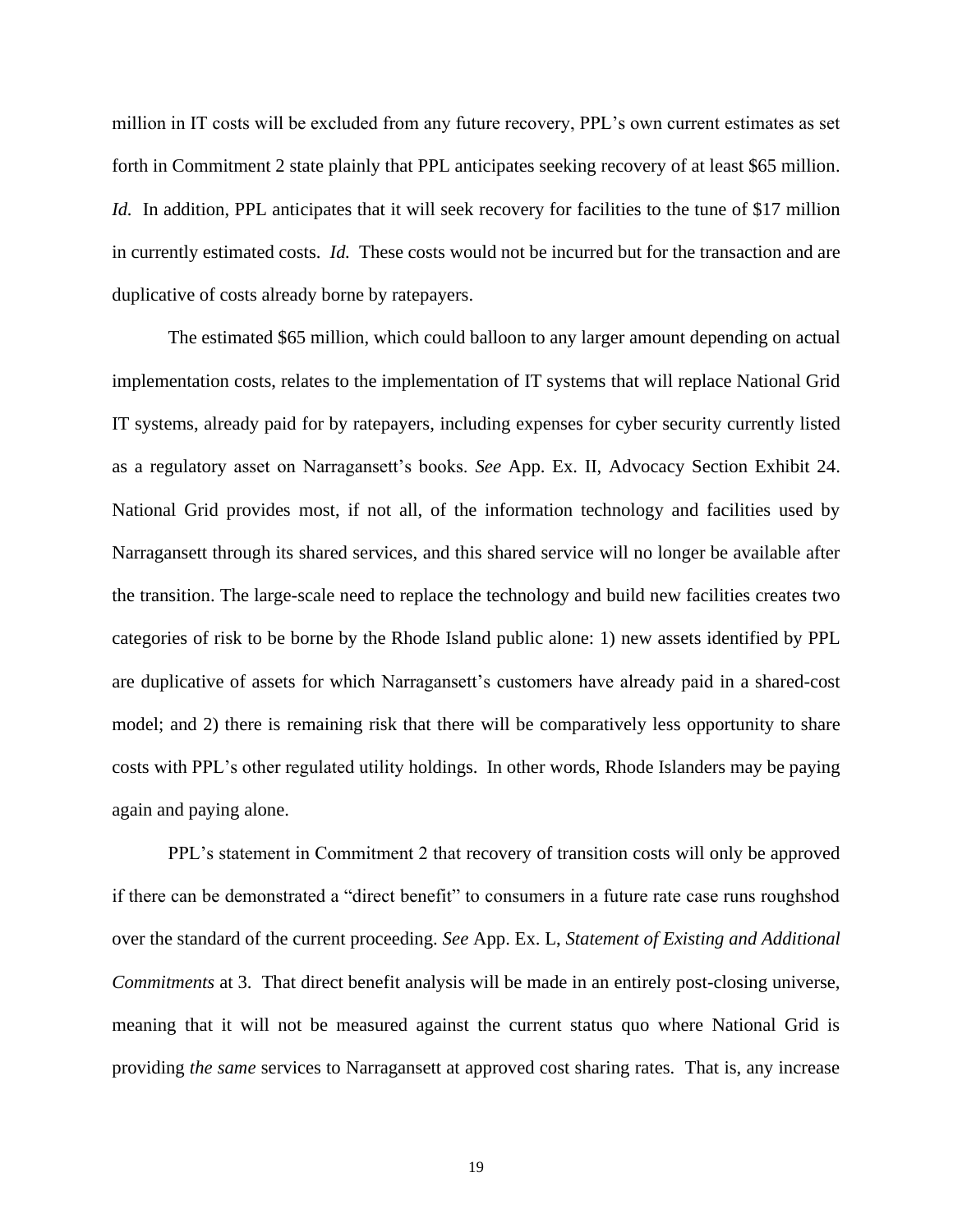million in IT costs will be excluded from any future recovery, PPL's own current estimates as set forth in Commitment 2 state plainly that PPL anticipates seeking recovery of at least $65 million. *Id.* In addition, PPL anticipates that it will seek recovery for facilities to the tune of $17 million in currently estimated costs. *Id.* These costs would not be incurred but for the transaction and are duplicative of costs already borne by ratepayers.

The estimated $65 million, which could balloon to any larger amount depending on actual implementation costs, relates to the implementation of IT systems that will replace National Grid IT systems, already paid for by ratepayers, including expenses for cyber security currently listed as a regulatory asset on Narragansett's books. *See* App. Ex. II, Advocacy Section Exhibit 24. National Grid provides most, if not all, of the information technology and facilities used by Narragansett through its shared services, and this shared service will no longer be available after the transition. The large-scale need to replace the technology and build new facilities creates two categories of risk to be borne by the Rhode Island public alone: 1) new assets identified by PPL are duplicative of assets for which Narragansett's customers have already paid in a shared-cost model; and 2) there is remaining risk that there will be comparatively less opportunity to share costs with PPL's other regulated utility holdings. In other words, Rhode Islanders may be paying again and paying alone.

PPL's statement in Commitment 2 that recovery of transition costs will only be approved if there can be demonstrated a "direct benefit" to consumers in a future rate case runs roughshod over the standard of the current proceeding. *See* App. Ex. L, *Statement of Existing and Additional Commitments* at 3. That direct benefit analysis will be made in an entirely post-closing universe, meaning that it will not be measured against the current status quo where National Grid is providing *the same* services to Narragansett at approved cost sharing rates. That is, any increase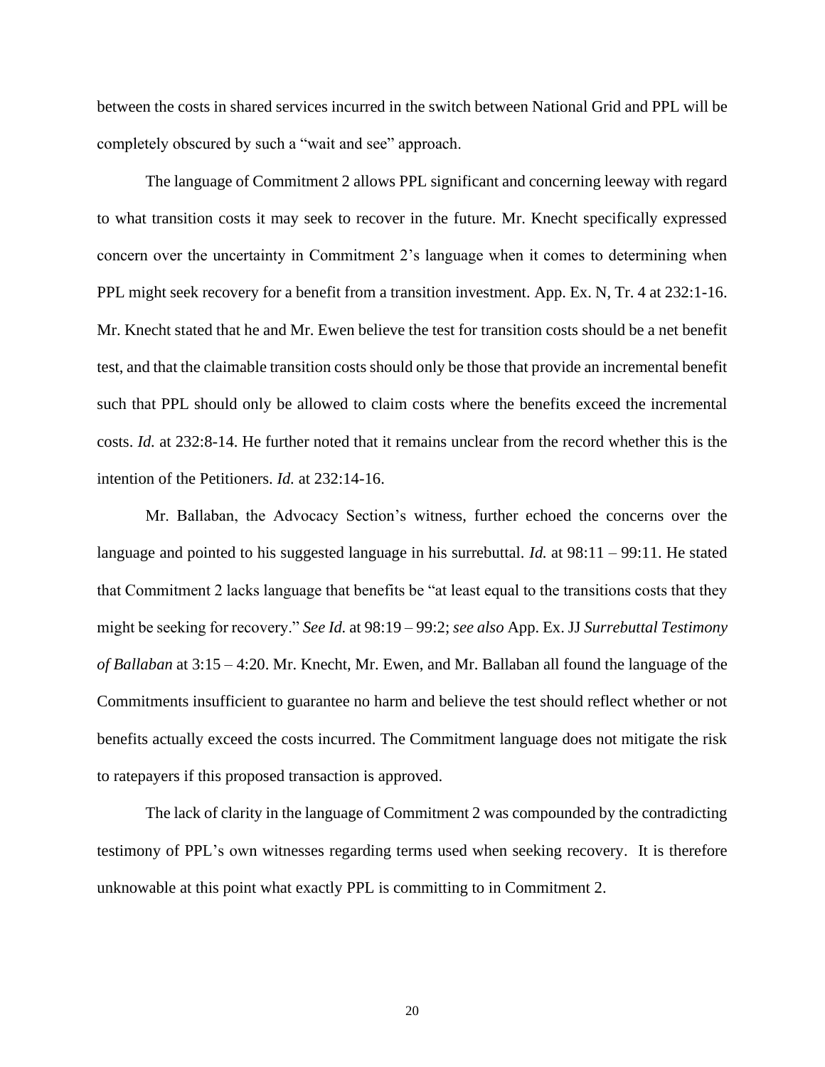between the costs in shared services incurred in the switch between National Grid and PPL will be completely obscured by such a "wait and see" approach.

The language of Commitment 2 allows PPL significant and concerning leeway with regard to what transition costs it may seek to recover in the future. Mr. Knecht specifically expressed concern over the uncertainty in Commitment 2's language when it comes to determining when PPL might seek recovery for a benefit from a transition investment. App. Ex. N, Tr. 4 at 232:1-16. Mr. Knecht stated that he and Mr. Ewen believe the test for transition costs should be a net benefit test, and that the claimable transition costs should only be those that provide an incremental benefit such that PPL should only be allowed to claim costs where the benefits exceed the incremental costs. *Id.* at 232:8-14. He further noted that it remains unclear from the record whether this is the intention of the Petitioners. *Id.* at 232:14-16.

Mr. Ballaban, the Advocacy Section's witness, further echoed the concerns over the language and pointed to his suggested language in his surrebuttal. *Id.* at 98:11 – 99:11. He stated that Commitment 2 lacks language that benefits be "at least equal to the transitions costs that they might be seeking for recovery." *See Id.* at 98:19 – 99:2; *see also* App. Ex. JJ *Surrebuttal Testimony of Ballaban* at 3:15 – 4:20. Mr. Knecht, Mr. Ewen, and Mr. Ballaban all found the language of the Commitments insufficient to guarantee no harm and believe the test should reflect whether or not benefits actually exceed the costs incurred. The Commitment language does not mitigate the risk to ratepayers if this proposed transaction is approved.

The lack of clarity in the language of Commitment 2 was compounded by the contradicting testimony of PPL's own witnesses regarding terms used when seeking recovery. It is therefore unknowable at this point what exactly PPL is committing to in Commitment 2.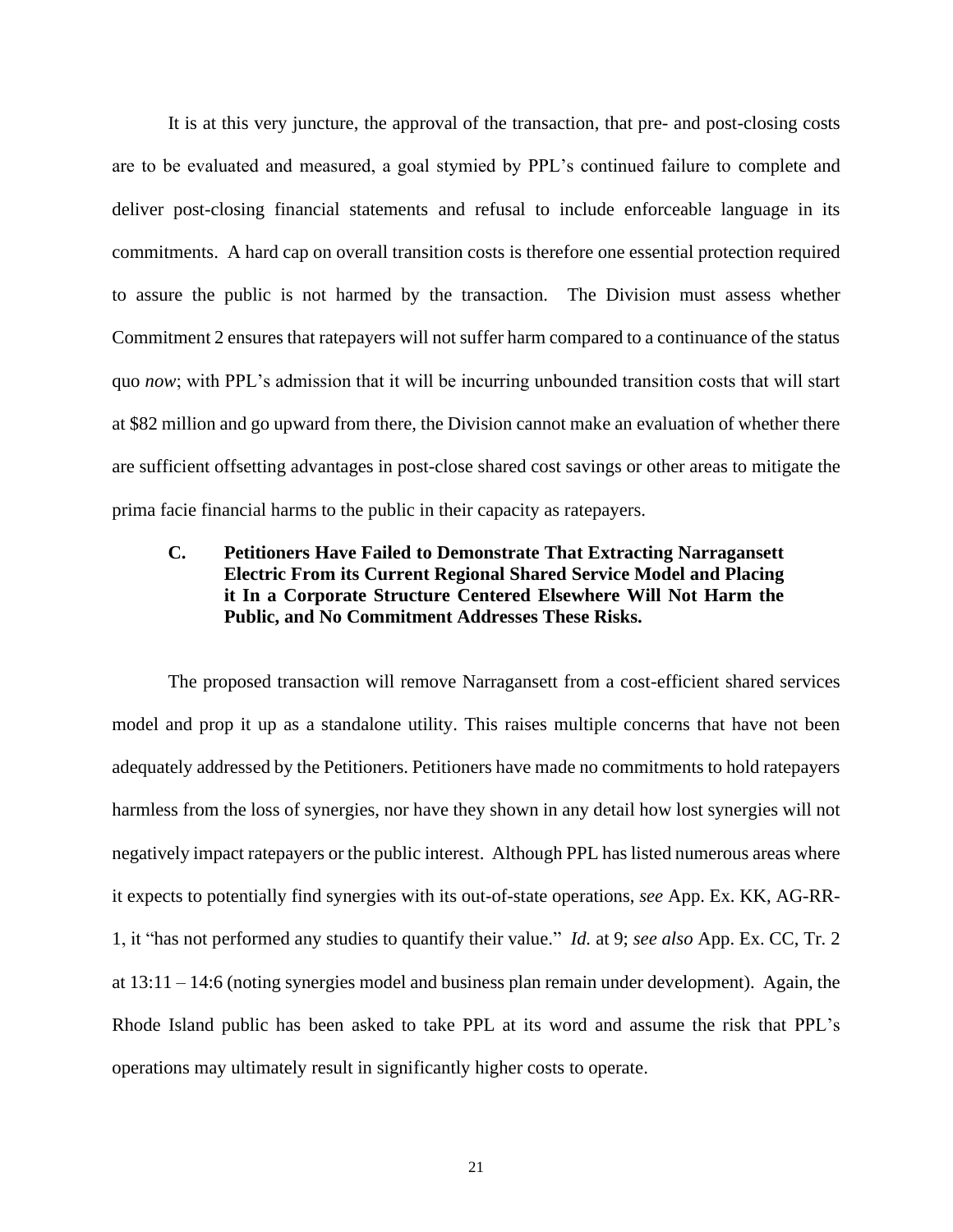It is at this very juncture, the approval of the transaction, that pre- and post-closing costs are to be evaluated and measured, a goal stymied by PPL's continued failure to complete and deliver post-closing financial statements and refusal to include enforceable language in its commitments. A hard cap on overall transition costs is therefore one essential protection required to assure the public is not harmed by the transaction. The Division must assess whether Commitment 2 ensures that ratepayers will not suffer harm compared to a continuance of the status quo *now*; with PPL's admission that it will be incurring unbounded transition costs that will start at $82 million and go upward from there, the Division cannot make an evaluation of whether there are sufficient offsetting advantages in post-close shared cost savings or other areas to mitigate the prima facie financial harms to the public in their capacity as ratepayers.

### C. Petitioners Have Failed to Demonstrate That Extracting Narragansett Electric From its Current Regional Shared Service Model and Placing it In a Corporate Structure Centered Elsewhere Will Not Harm the Public, and No Commitment Addresses These Risks.

The proposed transaction will remove Narragansett from a cost-efficient shared services model and prop it up as a standalone utility. This raises multiple concerns that have not been adequately addressed by the Petitioners. Petitioners have made no commitments to hold ratepayers harmless from the loss of synergies, nor have they shown in any detail how lost synergies will not negatively impact ratepayers or the public interest. Although PPL has listed numerous areas where it expects to potentially find synergies with its out-of-state operations, *see* App. Ex. KK, AG-RR-1, it "has not performed any studies to quantify their value." *Id.* at 9; *see also* App. Ex. CC, Tr. 2 at 13:11 – 14:6 (noting synergies model and business plan remain under development). Again, the Rhode Island public has been asked to take PPL at its word and assume the risk that PPL's operations may ultimately result in significantly higher costs to operate.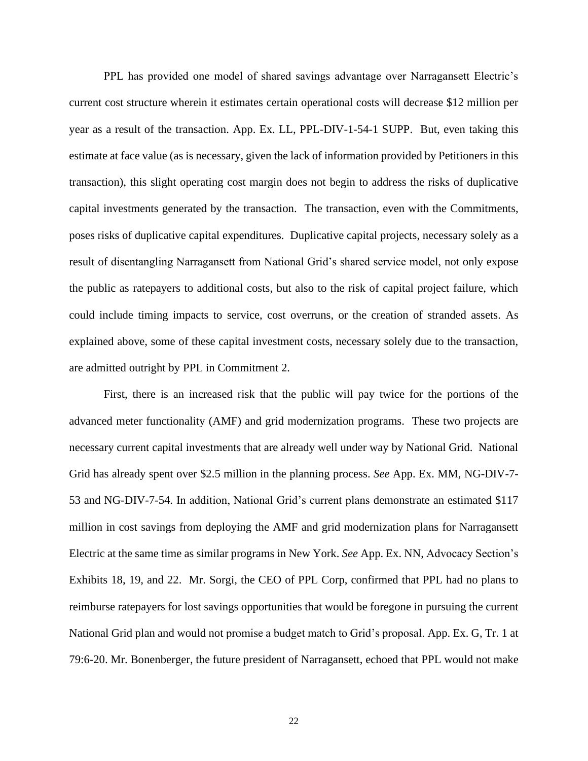PPL has provided one model of shared savings advantage over Narragansett Electric's current cost structure wherein it estimates certain operational costs will decrease $12 million per year as a result of the transaction. App. Ex. LL, PPL-DIV-1-54-1 SUPP. But, even taking this estimate at face value (as is necessary, given the lack of information provided by Petitioners in this transaction), this slight operating cost margin does not begin to address the risks of duplicative capital investments generated by the transaction. The transaction, even with the Commitments, poses risks of duplicative capital expenditures. Duplicative capital projects, necessary solely as a result of disentangling Narragansett from National Grid's shared service model, not only expose the public as ratepayers to additional costs, but also to the risk of capital project failure, which could include timing impacts to service, cost overruns, or the creation of stranded assets. As explained above, some of these capital investment costs, necessary solely due to the transaction, are admitted outright by PPL in Commitment 2.

First, there is an increased risk that the public will pay twice for the portions of the advanced meter functionality (AMF) and grid modernization programs. These two projects are necessary current capital investments that are already well under way by National Grid. National Grid has already spent over $2.5 million in the planning process. *See* App. Ex. MM, NG-DIV-7-53 and NG-DIV-7-54. In addition, National Grid's current plans demonstrate an estimated $117 million in cost savings from deploying the AMF and grid modernization plans for Narragansett Electric at the same time as similar programs in New York. *See* App. Ex. NN, Advocacy Section's Exhibits 18, 19, and 22. Mr. Sorgi, the CEO of PPL Corp, confirmed that PPL had no plans to reimburse ratepayers for lost savings opportunities that would be foregone in pursuing the current National Grid plan and would not promise a budget match to Grid's proposal. App. Ex. G, Tr. 1 at 79:6-20. Mr. Bonenberger, the future president of Narragansett, echoed that PPL would not make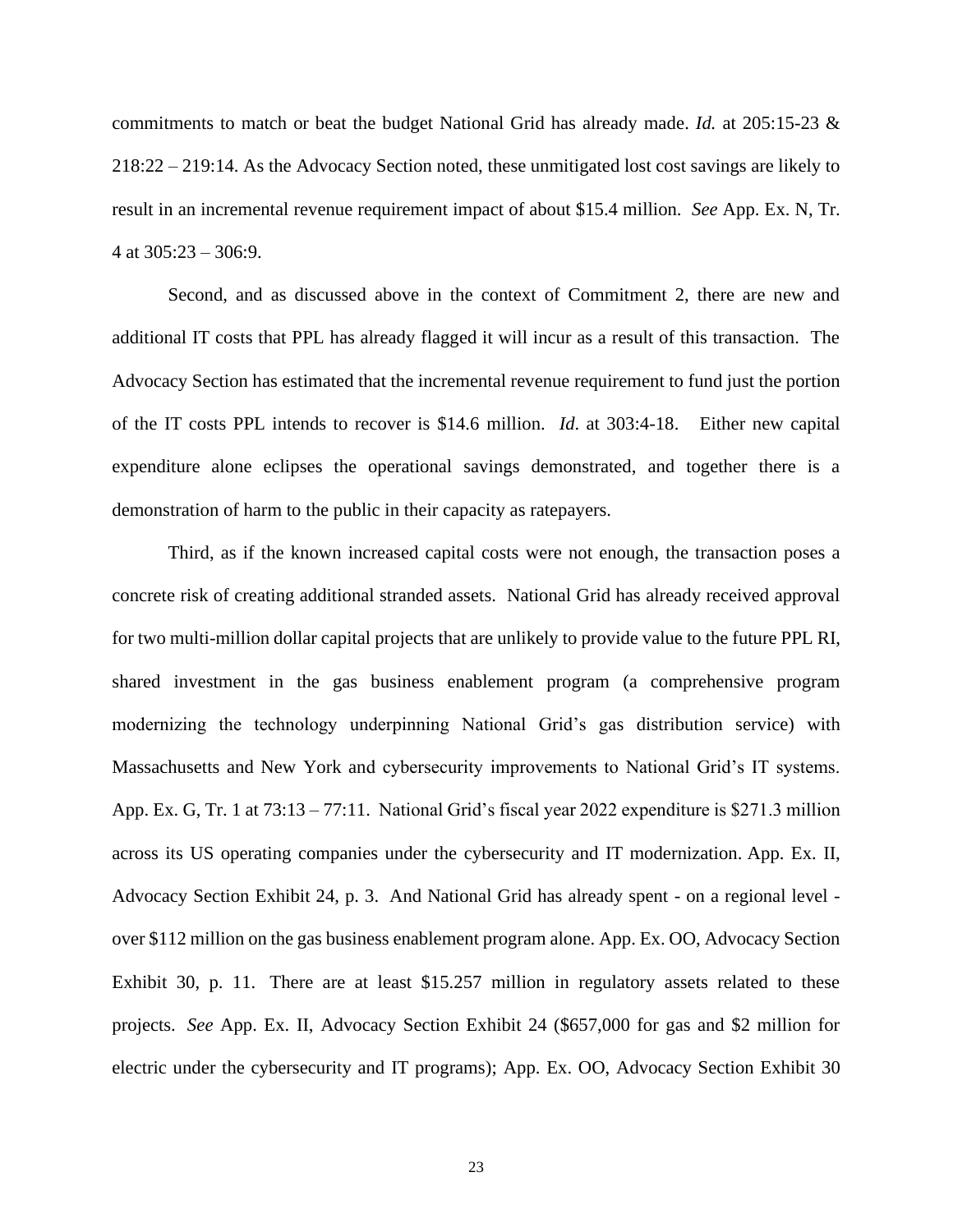commitments to match or beat the budget National Grid has already made. *Id.* at 205:15-23 & 218:22 – 219:14. As the Advocacy Section noted, these unmitigated lost cost savings are likely to result in an incremental revenue requirement impact of about $15.4 million. *See* App. Ex. N, Tr. 4 at 305:23 – 306:9.

Second, and as discussed above in the context of Commitment 2, there are new and additional IT costs that PPL has already flagged it will incur as a result of this transaction. The Advocacy Section has estimated that the incremental revenue requirement to fund just the portion of the IT costs PPL intends to recover is $14.6 million. *Id*. at 303:4-18. Either new capital expenditure alone eclipses the operational savings demonstrated, and together there is a demonstration of harm to the public in their capacity as ratepayers.

Third, as if the known increased capital costs were not enough, the transaction poses a concrete risk of creating additional stranded assets. National Grid has already received approval for two multi-million dollar capital projects that are unlikely to provide value to the future PPL RI, shared investment in the gas business enablement program (a comprehensive program modernizing the technology underpinning National Grid's gas distribution service) with Massachusetts and New York and cybersecurity improvements to National Grid's IT systems. App. Ex. G, Tr. 1 at 73:13 – 77:11. National Grid's fiscal year 2022 expenditure is $271.3 million across its US operating companies under the cybersecurity and IT modernization. App. Ex. II, Advocacy Section Exhibit 24, p. 3. And National Grid has already spent - on a regional level - over $112 million on the gas business enablement program alone. App. Ex. OO, Advocacy Section Exhibit 30, p. 11. There are at least $15.257 million in regulatory assets related to these projects. *See* App. Ex. II, Advocacy Section Exhibit 24 ($657,000 for gas and $2 million for electric under the cybersecurity and IT programs); App. Ex. OO, Advocacy Section Exhibit 30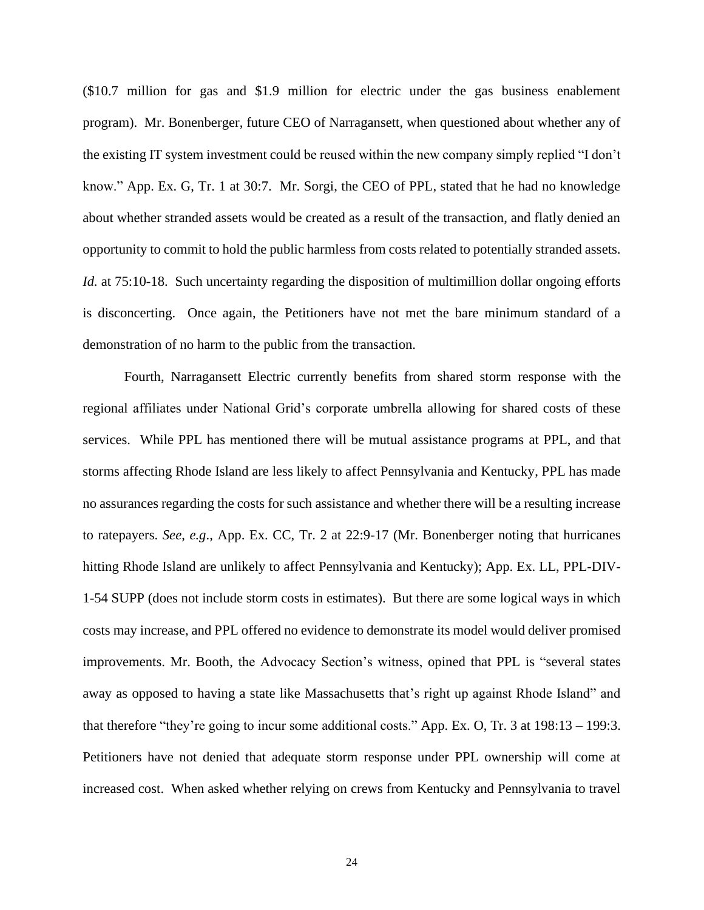($10.7 million for gas and $1.9 million for electric under the gas business enablement program). Mr. Bonenberger, future CEO of Narragansett, when questioned about whether any of the existing IT system investment could be reused within the new company simply replied "I don't know." App. Ex. G, Tr. 1 at 30:7. Mr. Sorgi, the CEO of PPL, stated that he had no knowledge about whether stranded assets would be created as a result of the transaction, and flatly denied an opportunity to commit to hold the public harmless from costs related to potentially stranded assets. *Id.* at 75:10-18. Such uncertainty regarding the disposition of multimillion dollar ongoing efforts is disconcerting. Once again, the Petitioners have not met the bare minimum standard of a demonstration of no harm to the public from the transaction.

Fourth, Narragansett Electric currently benefits from shared storm response with the regional affiliates under National Grid's corporate umbrella allowing for shared costs of these services. While PPL has mentioned there will be mutual assistance programs at PPL, and that storms affecting Rhode Island are less likely to affect Pennsylvania and Kentucky, PPL has made no assurances regarding the costs for such assistance and whether there will be a resulting increase to ratepayers. *See*, *e.g*., App. Ex. CC, Tr. 2 at 22:9-17 (Mr. Bonenberger noting that hurricanes hitting Rhode Island are unlikely to affect Pennsylvania and Kentucky); App. Ex. LL, PPL-DIV-1-54 SUPP (does not include storm costs in estimates). But there are some logical ways in which costs may increase, and PPL offered no evidence to demonstrate its model would deliver promised improvements. Mr. Booth, the Advocacy Section's witness, opined that PPL is "several states away as opposed to having a state like Massachusetts that's right up against Rhode Island" and that therefore "they're going to incur some additional costs." App. Ex. O, Tr. 3 at 198:13 – 199:3. Petitioners have not denied that adequate storm response under PPL ownership will come at increased cost. When asked whether relying on crews from Kentucky and Pennsylvania to travel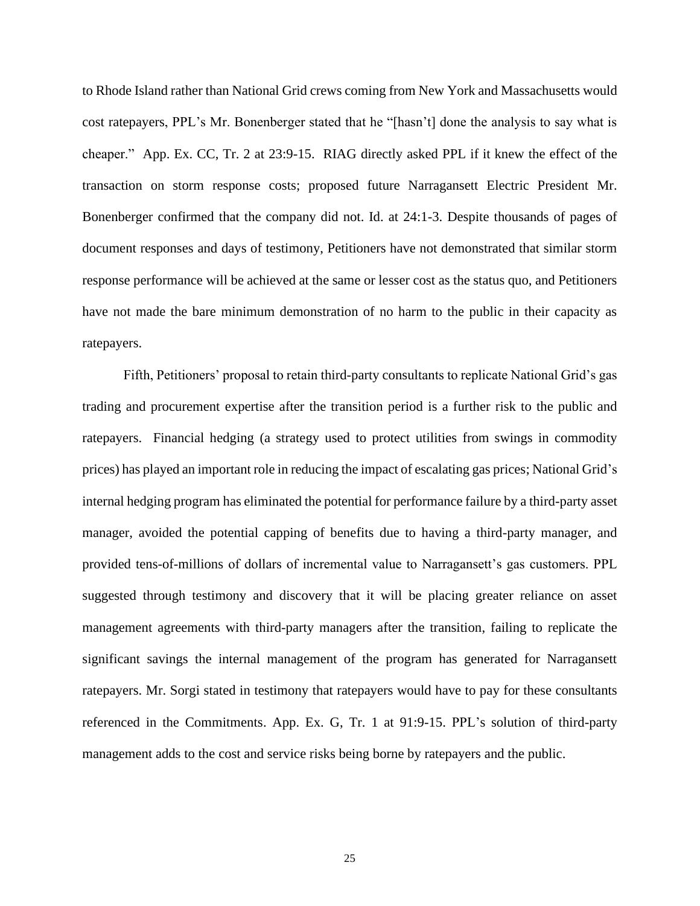to Rhode Island rather than National Grid crews coming from New York and Massachusetts would cost ratepayers, PPL's Mr. Bonenberger stated that he "[hasn't] done the analysis to say what is cheaper." App. Ex. CC, Tr. 2 at 23:9-15. RIAG directly asked PPL if it knew the effect of the transaction on storm response costs; proposed future Narragansett Electric President Mr. Bonenberger confirmed that the company did not. Id. at 24:1-3. Despite thousands of pages of document responses and days of testimony, Petitioners have not demonstrated that similar storm response performance will be achieved at the same or lesser cost as the status quo, and Petitioners have not made the bare minimum demonstration of no harm to the public in their capacity as ratepayers.

Fifth, Petitioners' proposal to retain third-party consultants to replicate National Grid's gas trading and procurement expertise after the transition period is a further risk to the public and ratepayers. Financial hedging (a strategy used to protect utilities from swings in commodity prices) has played an important role in reducing the impact of escalating gas prices; National Grid's internal hedging program has eliminated the potential for performance failure by a third-party asset manager, avoided the potential capping of benefits due to having a third-party manager, and provided tens-of-millions of dollars of incremental value to Narragansett's gas customers. PPL suggested through testimony and discovery that it will be placing greater reliance on asset management agreements with third-party managers after the transition, failing to replicate the significant savings the internal management of the program has generated for Narragansett ratepayers. Mr. Sorgi stated in testimony that ratepayers would have to pay for these consultants referenced in the Commitments. App. Ex. G, Tr. 1 at 91:9-15. PPL's solution of third-party management adds to the cost and service risks being borne by ratepayers and the public.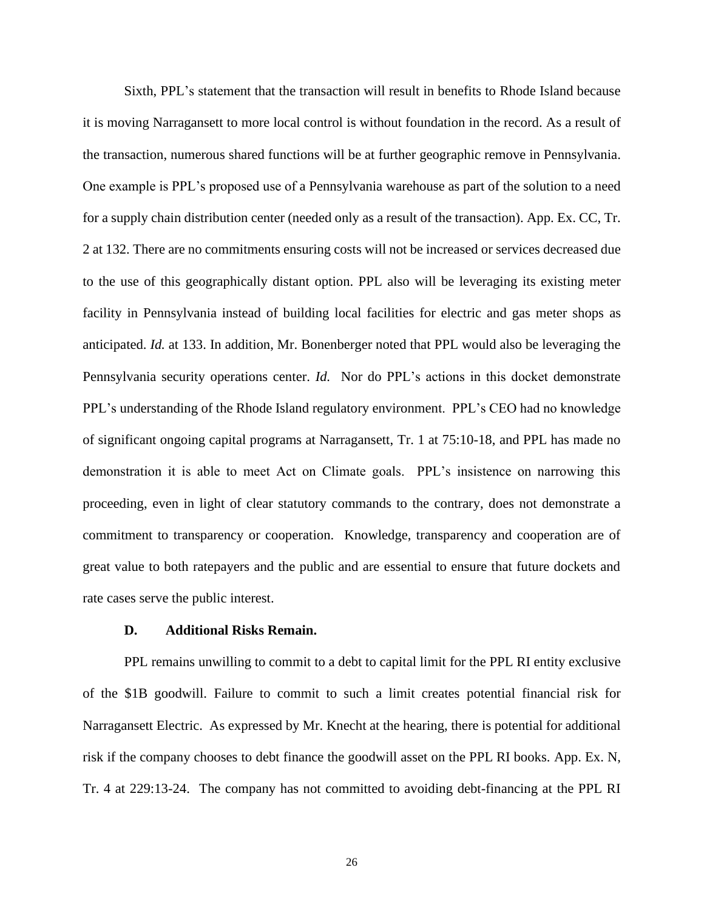Sixth, PPL's statement that the transaction will result in benefits to Rhode Island because it is moving Narragansett to more local control is without foundation in the record. As a result of the transaction, numerous shared functions will be at further geographic remove in Pennsylvania. One example is PPL's proposed use of a Pennsylvania warehouse as part of the solution to a need for a supply chain distribution center (needed only as a result of the transaction). App. Ex. CC, Tr. 2 at 132. There are no commitments ensuring costs will not be increased or services decreased due to the use of this geographically distant option. PPL also will be leveraging its existing meter facility in Pennsylvania instead of building local facilities for electric and gas meter shops as anticipated. *Id.* at 133. In addition, Mr. Bonenberger noted that PPL would also be leveraging the Pennsylvania security operations center. *Id.* Nor do PPL's actions in this docket demonstrate PPL's understanding of the Rhode Island regulatory environment. PPL's CEO had no knowledge of significant ongoing capital programs at Narragansett, Tr. 1 at 75:10-18, and PPL has made no demonstration it is able to meet Act on Climate goals. PPL's insistence on narrowing this proceeding, even in light of clear statutory commands to the contrary, does not demonstrate a commitment to transparency or cooperation. Knowledge, transparency and cooperation are of great value to both ratepayers and the public and are essential to ensure that future dockets and rate cases serve the public interest.

### D. Additional Risks Remain.

PPL remains unwilling to commit to a debt to capital limit for the PPL RI entity exclusive of the $1B goodwill. Failure to commit to such a limit creates potential financial risk for Narragansett Electric. As expressed by Mr. Knecht at the hearing, there is potential for additional risk if the company chooses to debt finance the goodwill asset on the PPL RI books. App. Ex. N, Tr. 4 at 229:13-24. The company has not committed to avoiding debt-financing at the PPL RI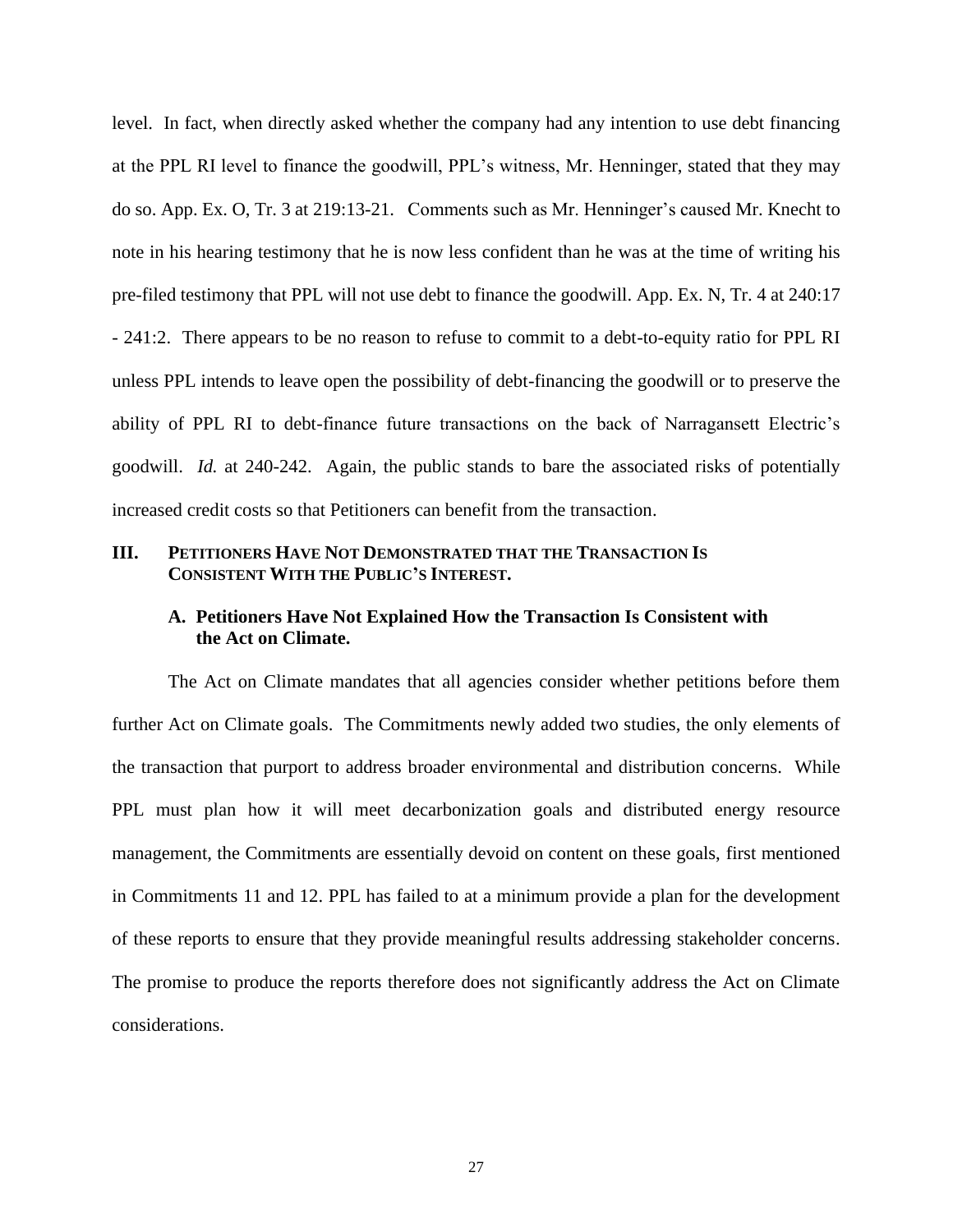level. In fact, when directly asked whether the company had any intention to use debt financing at the PPL RI level to finance the goodwill, PPL's witness, Mr. Henninger, stated that they may do so. App. Ex. O, Tr. 3 at 219:13-21. Comments such as Mr. Henninger's caused Mr. Knecht to note in his hearing testimony that he is now less confident than he was at the time of writing his pre-filed testimony that PPL will not use debt to finance the goodwill. App. Ex. N, Tr. 4 at 240:17 - 241:2. There appears to be no reason to refuse to commit to a debt-to-equity ratio for PPL RI unless PPL intends to leave open the possibility of debt-financing the goodwill or to preserve the ability of PPL RI to debt-finance future transactions on the back of Narragansett Electric's goodwill. *Id.* at 240-242. Again, the public stands to bare the associated risks of potentially increased credit costs so that Petitioners can benefit from the transaction.

## III. PETITIONERS HAVE NOT DEMONSTRATED THAT THE TRANSACTION IS CONSISTENT WITH THE PUBLIC'S INTEREST.

### A. Petitioners Have Not Explained How the Transaction Is Consistent with the Act on Climate.

The Act on Climate mandates that all agencies consider whether petitions before them further Act on Climate goals. The Commitments newly added two studies, the only elements of the transaction that purport to address broader environmental and distribution concerns. While PPL must plan how it will meet decarbonization goals and distributed energy resource management, the Commitments are essentially devoid on content on these goals, first mentioned in Commitments 11 and 12. PPL has failed to at a minimum provide a plan for the development of these reports to ensure that they provide meaningful results addressing stakeholder concerns. The promise to produce the reports therefore does not significantly address the Act on Climate considerations.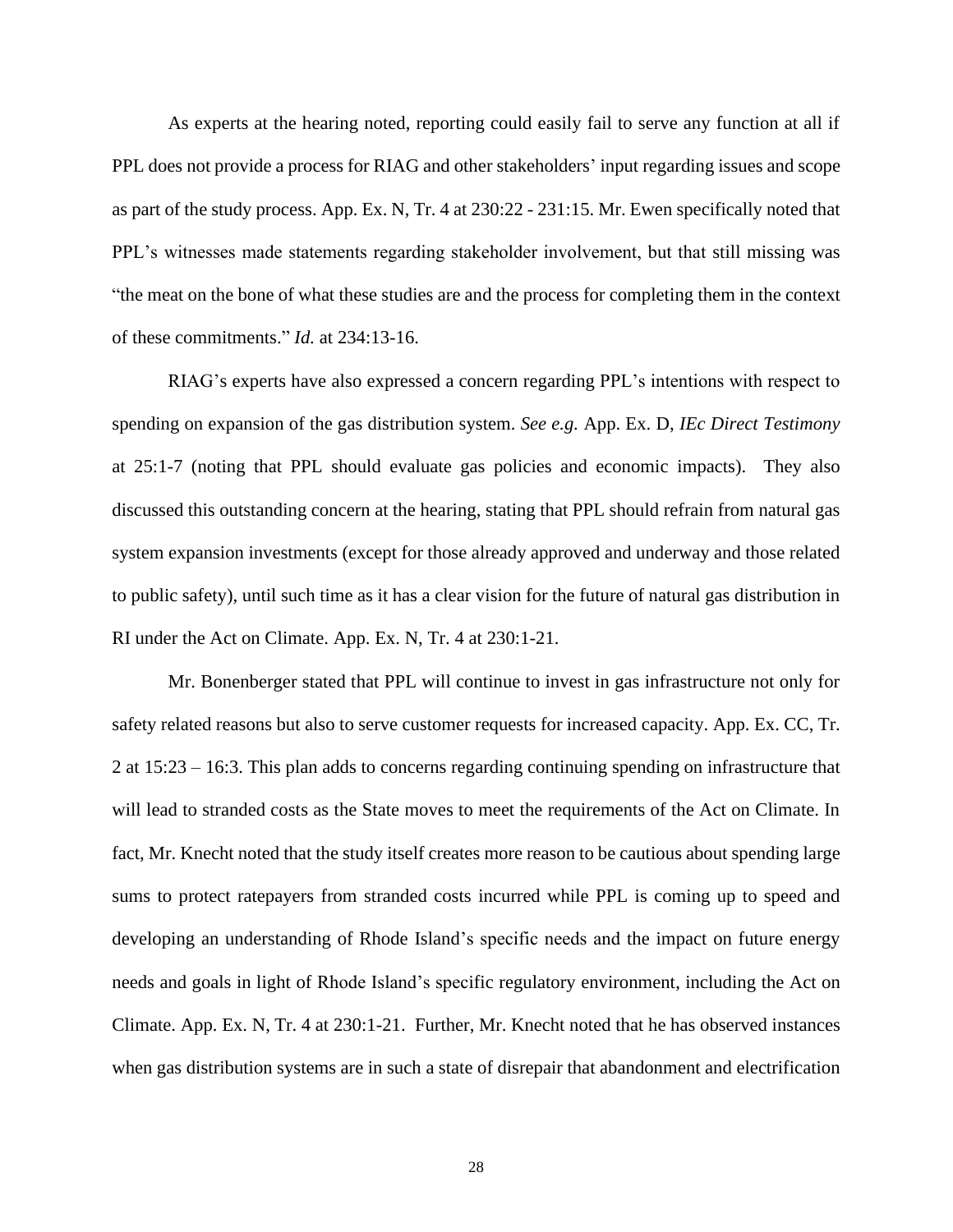As experts at the hearing noted, reporting could easily fail to serve any function at all if PPL does not provide a process for RIAG and other stakeholders' input regarding issues and scope as part of the study process. App. Ex. N, Tr. 4 at 230:22 - 231:15. Mr. Ewen specifically noted that PPL's witnesses made statements regarding stakeholder involvement, but that still missing was "the meat on the bone of what these studies are and the process for completing them in the context of these commitments." *Id.* at 234:13-16.

RIAG's experts have also expressed a concern regarding PPL's intentions with respect to spending on expansion of the gas distribution system. *See e.g.* App. Ex. D, *IEc Direct Testimony* at 25:1-7 (noting that PPL should evaluate gas policies and economic impacts). They also discussed this outstanding concern at the hearing, stating that PPL should refrain from natural gas system expansion investments (except for those already approved and underway and those related to public safety), until such time as it has a clear vision for the future of natural gas distribution in RI under the Act on Climate. App. Ex. N, Tr. 4 at 230:1-21.

Mr. Bonenberger stated that PPL will continue to invest in gas infrastructure not only for safety related reasons but also to serve customer requests for increased capacity. App. Ex. CC, Tr. 2 at 15:23 – 16:3. This plan adds to concerns regarding continuing spending on infrastructure that will lead to stranded costs as the State moves to meet the requirements of the Act on Climate. In fact, Mr. Knecht noted that the study itself creates more reason to be cautious about spending large sums to protect ratepayers from stranded costs incurred while PPL is coming up to speed and developing an understanding of Rhode Island's specific needs and the impact on future energy needs and goals in light of Rhode Island's specific regulatory environment, including the Act on Climate. App. Ex. N, Tr. 4 at 230:1-21. Further, Mr. Knecht noted that he has observed instances when gas distribution systems are in such a state of disrepair that abandonment and electrification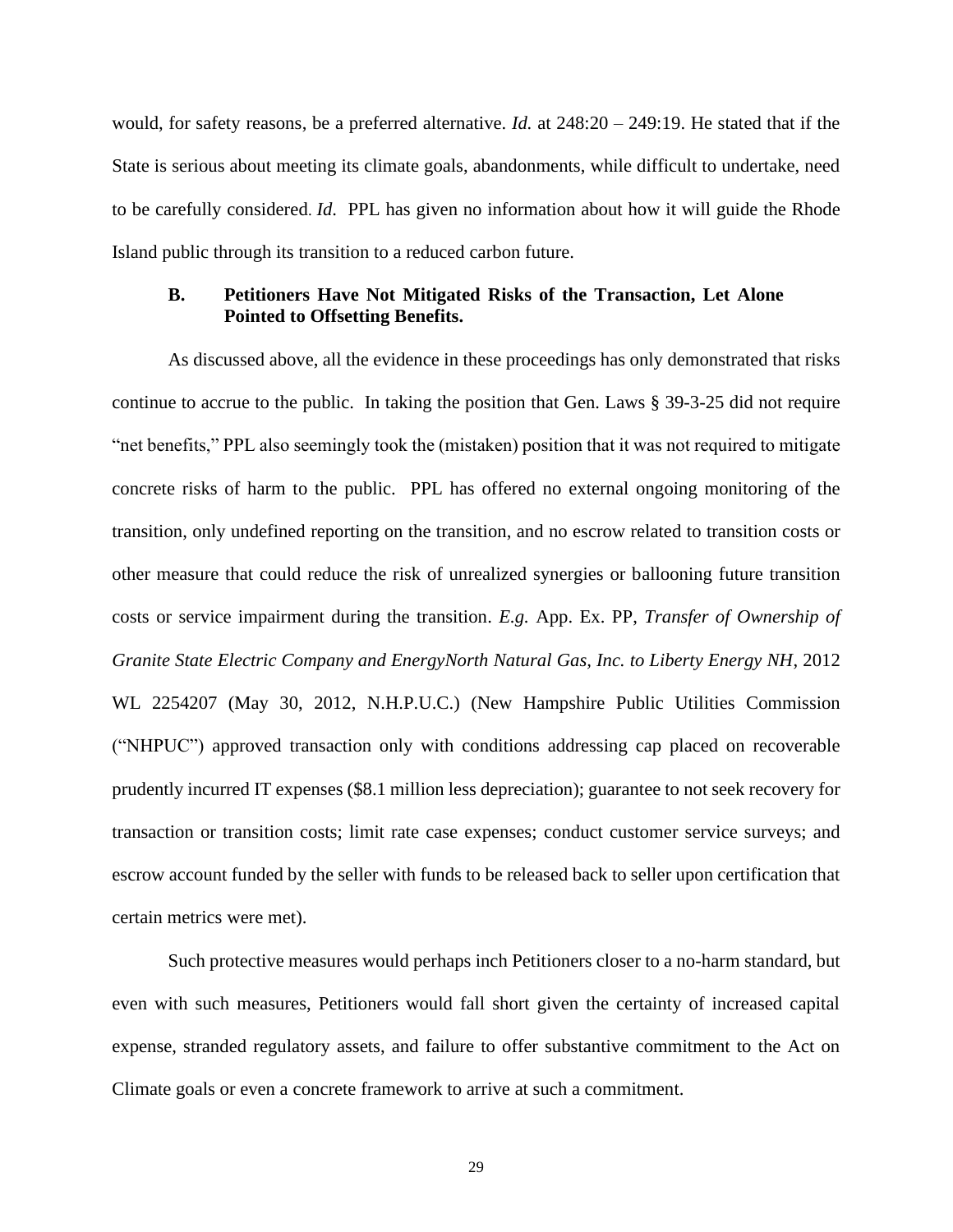would, for safety reasons, be a preferred alternative. *Id.* at 248:20 – 249:19. He stated that if the State is serious about meeting its climate goals, abandonments, while difficult to undertake, need to be carefully considered. *Id*. PPL has given no information about how it will guide the Rhode Island public through its transition to a reduced carbon future.

### B. Petitioners Have Not Mitigated Risks of the Transaction, Let Alone Pointed to Offsetting Benefits.

As discussed above, all the evidence in these proceedings has only demonstrated that risks continue to accrue to the public. In taking the position that Gen. Laws § 39-3-25 did not require "net benefits," PPL also seemingly took the (mistaken) position that it was not required to mitigate concrete risks of harm to the public. PPL has offered no external ongoing monitoring of the transition, only undefined reporting on the transition, and no escrow related to transition costs or other measure that could reduce the risk of unrealized synergies or ballooning future transition costs or service impairment during the transition. *E.g.* App. Ex. PP, *Transfer of Ownership of Granite State Electric Company and EnergyNorth Natural Gas, Inc. to Liberty Energy NH*, 2012 WL 2254207 (May 30, 2012, N.H.P.U.C.) (New Hampshire Public Utilities Commission ("NHPUC") approved transaction only with conditions addressing cap placed on recoverable prudently incurred IT expenses ($8.1 million less depreciation); guarantee to not seek recovery for transaction or transition costs; limit rate case expenses; conduct customer service surveys; and escrow account funded by the seller with funds to be released back to seller upon certification that certain metrics were met).

Such protective measures would perhaps inch Petitioners closer to a no-harm standard, but even with such measures, Petitioners would fall short given the certainty of increased capital expense, stranded regulatory assets, and failure to offer substantive commitment to the Act on Climate goals or even a concrete framework to arrive at such a commitment.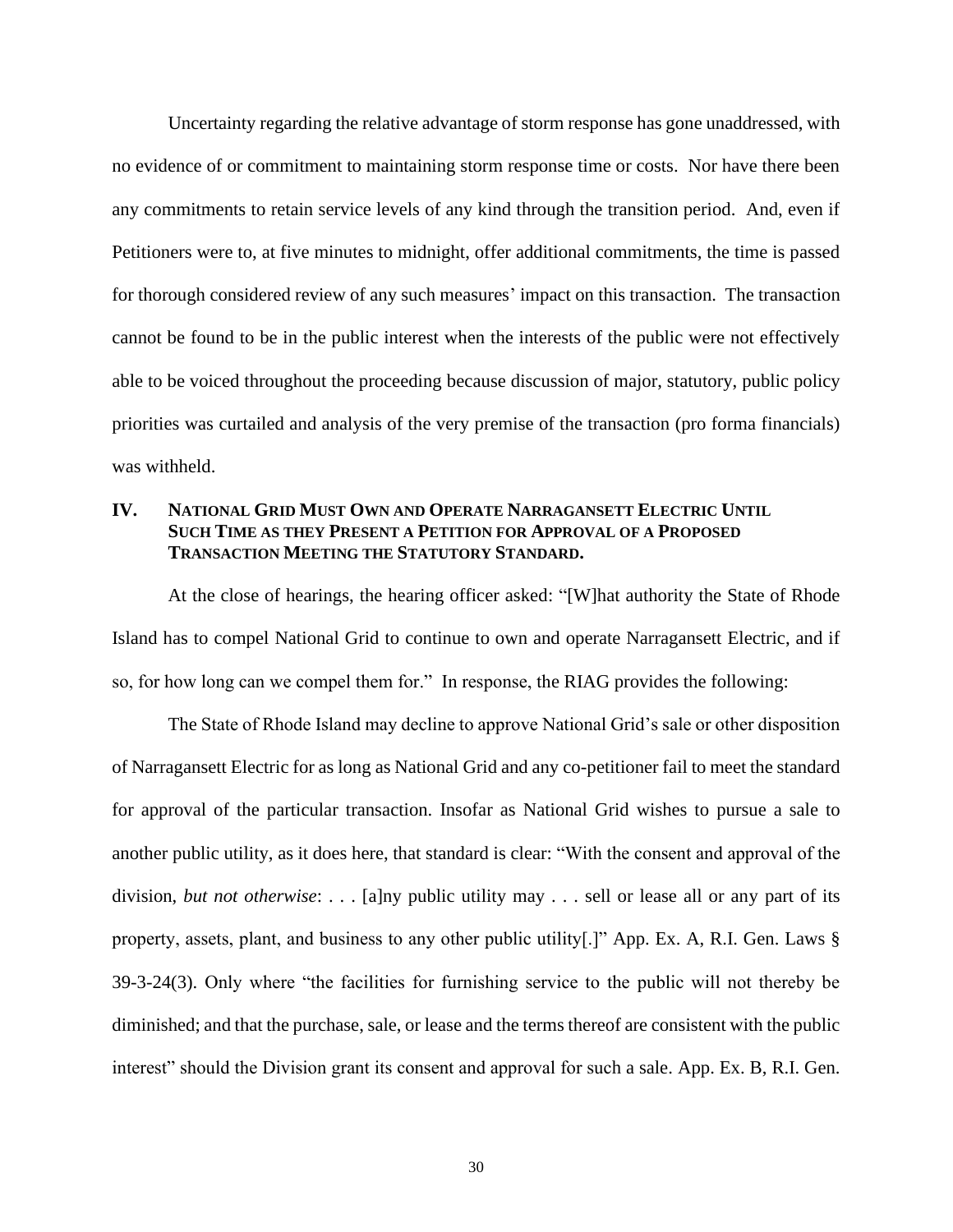Uncertainty regarding the relative advantage of storm response has gone unaddressed, with no evidence of or commitment to maintaining storm response time or costs. Nor have there been any commitments to retain service levels of any kind through the transition period. And, even if Petitioners were to, at five minutes to midnight, offer additional commitments, the time is passed for thorough considered review of any such measures' impact on this transaction. The transaction cannot be found to be in the public interest when the interests of the public were not effectively able to be voiced throughout the proceeding because discussion of major, statutory, public policy priorities was curtailed and analysis of the very premise of the transaction (pro forma financials) was withheld.

## IV. National Grid Must Own and Operate Narragansett Electric Until Such Time as they Present a Petition for Approval of a Proposed Transaction Meeting the Statutory Standard.

At the close of hearings, the hearing officer asked: "[W]hat authority the State of Rhode Island has to compel National Grid to continue to own and operate Narragansett Electric, and if so, for how long can we compel them for." In response, the RIAG provides the following:

The State of Rhode Island may decline to approve National Grid's sale or other disposition of Narragansett Electric for as long as National Grid and any co-petitioner fail to meet the standard for approval of the particular transaction. Insofar as National Grid wishes to pursue a sale to another public utility, as it does here, that standard is clear: "With the consent and approval of the division, *but not otherwise*: . . . [a]ny public utility may . . . sell or lease all or any part of its property, assets, plant, and business to any other public utility[.]" App. Ex. A, R.I. Gen. Laws § 39-3-24(3). Only where "the facilities for furnishing service to the public will not thereby be diminished; and that the purchase, sale, or lease and the terms thereof are consistent with the public interest" should the Division grant its consent and approval for such a sale. App. Ex. B, R.I. Gen.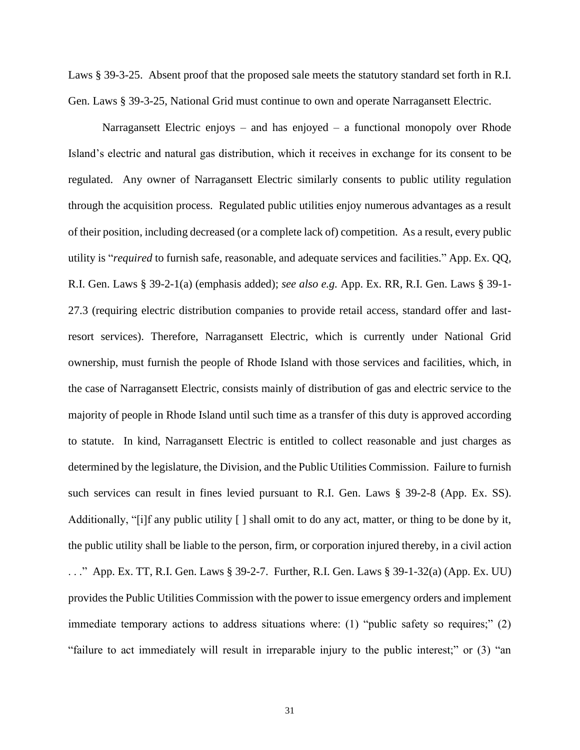Laws § 39-3-25. Absent proof that the proposed sale meets the statutory standard set forth in R.I. Gen. Laws § 39-3-25, National Grid must continue to own and operate Narragansett Electric.

Narragansett Electric enjoys – and has enjoyed – a functional monopoly over Rhode Island's electric and natural gas distribution, which it receives in exchange for its consent to be regulated. Any owner of Narragansett Electric similarly consents to public utility regulation through the acquisition process. Regulated public utilities enjoy numerous advantages as a result of their position, including decreased (or a complete lack of) competition. As a result, every public utility is "*required* to furnish safe, reasonable, and adequate services and facilities." App. Ex. QQ, R.I. Gen. Laws § 39-2-1(a) (emphasis added); *see also e.g.* App. Ex. RR, R.I. Gen. Laws § 39-1-27.3 (requiring electric distribution companies to provide retail access, standard offer and last-resort services). Therefore, Narragansett Electric, which is currently under National Grid ownership, must furnish the people of Rhode Island with those services and facilities, which, in the case of Narragansett Electric, consists mainly of distribution of gas and electric service to the majority of people in Rhode Island until such time as a transfer of this duty is approved according to statute. In kind, Narragansett Electric is entitled to collect reasonable and just charges as determined by the legislature, the Division, and the Public Utilities Commission. Failure to furnish such services can result in fines levied pursuant to R.I. Gen. Laws § 39-2-8 (App. Ex. SS). Additionally, "[i]f any public utility [ ] shall omit to do any act, matter, or thing to be done by it, the public utility shall be liable to the person, firm, or corporation injured thereby, in a civil action . . ." App. Ex. TT, R.I. Gen. Laws § 39-2-7. Further, R.I. Gen. Laws § 39-1-32(a) (App. Ex. UU) provides the Public Utilities Commission with the power to issue emergency orders and implement immediate temporary actions to address situations where: (1) "public safety so requires;" (2) "failure to act immediately will result in irreparable injury to the public interest;" or (3) "an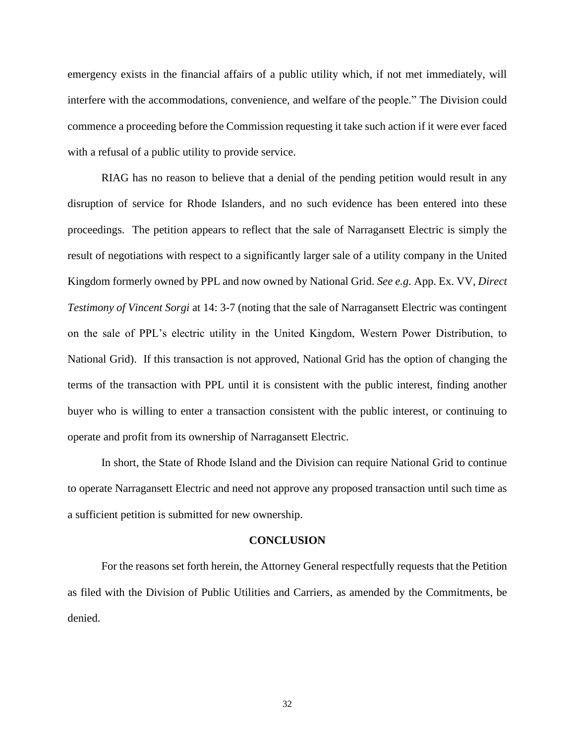emergency exists in the financial affairs of a public utility which, if not met immediately, will interfere with the accommodations, convenience, and welfare of the people." The Division could commence a proceeding before the Commission requesting it take such action if it were ever faced with a refusal of a public utility to provide service.

RIAG has no reason to believe that a denial of the pending petition would result in any disruption of service for Rhode Islanders, and no such evidence has been entered into these proceedings. The petition appears to reflect that the sale of Narragansett Electric is simply the result of negotiations with respect to a significantly larger sale of a utility company in the United Kingdom formerly owned by PPL and now owned by National Grid. *See e.g.* App. Ex. VV, *Direct Testimony of Vincent Sorgi* at 14: 3-7 (noting that the sale of Narragansett Electric was contingent on the sale of PPL's electric utility in the United Kingdom, Western Power Distribution, to National Grid). If this transaction is not approved, National Grid has the option of changing the terms of the transaction with PPL until it is consistent with the public interest, finding another buyer who is willing to enter a transaction consistent with the public interest, or continuing to operate and profit from its ownership of Narragansett Electric.

In short, the State of Rhode Island and the Division can require National Grid to continue to operate Narragansett Electric and need not approve any proposed transaction until such time as a sufficient petition is submitted for new ownership.

## CONCLUSION

For the reasons set forth herein, the Attorney General respectfully requests that the Petition as filed with the Division of Public Utilities and Carriers, as amended by the Commitments, be denied.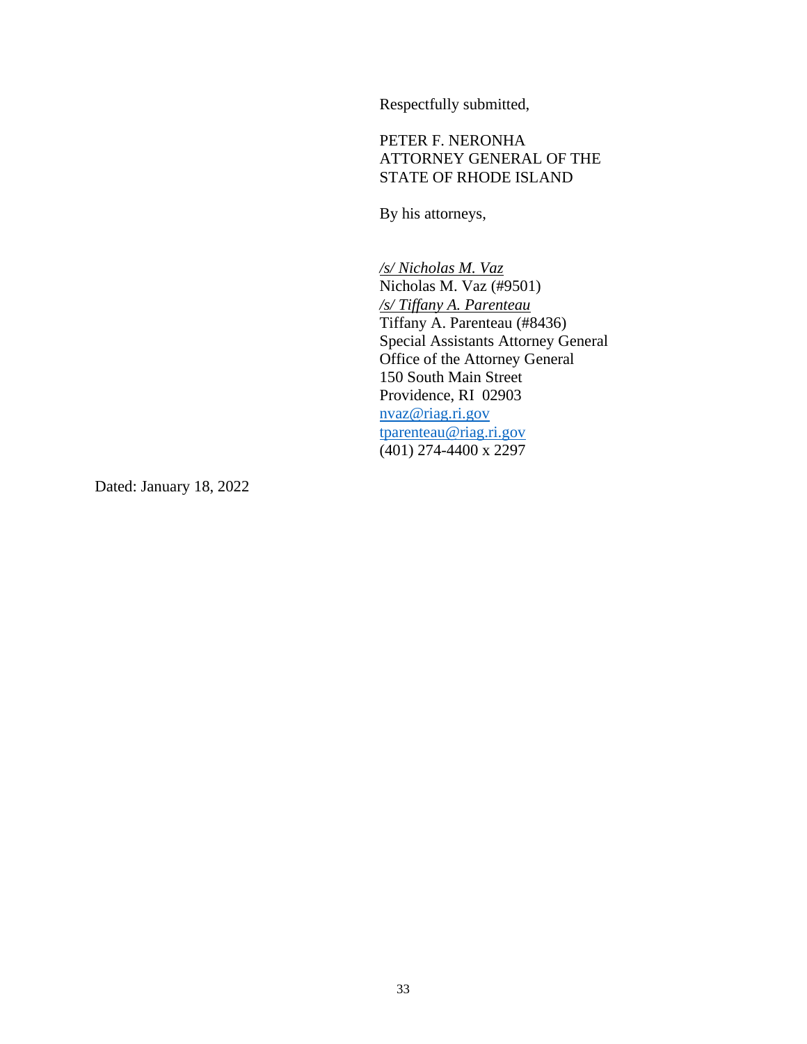Respectfully submitted,

PETER F. NERONHA
ATTORNEY GENERAL OF THE
STATE OF RHODE ISLAND

By his attorneys,

*/s/ Nicholas M. Vaz*
Nicholas M. Vaz (#9501)
*/s/ Tiffany A. Parenteau*
Tiffany A. Parenteau (#8436)
Special Assistants Attorney General
Office of the Attorney General
150 South Main Street
Providence, RI 02903
nvaz@riag.ri.gov
tparenteau@riag.ri.gov
(401) 274-4400 x 2297

Dated: January 18, 2022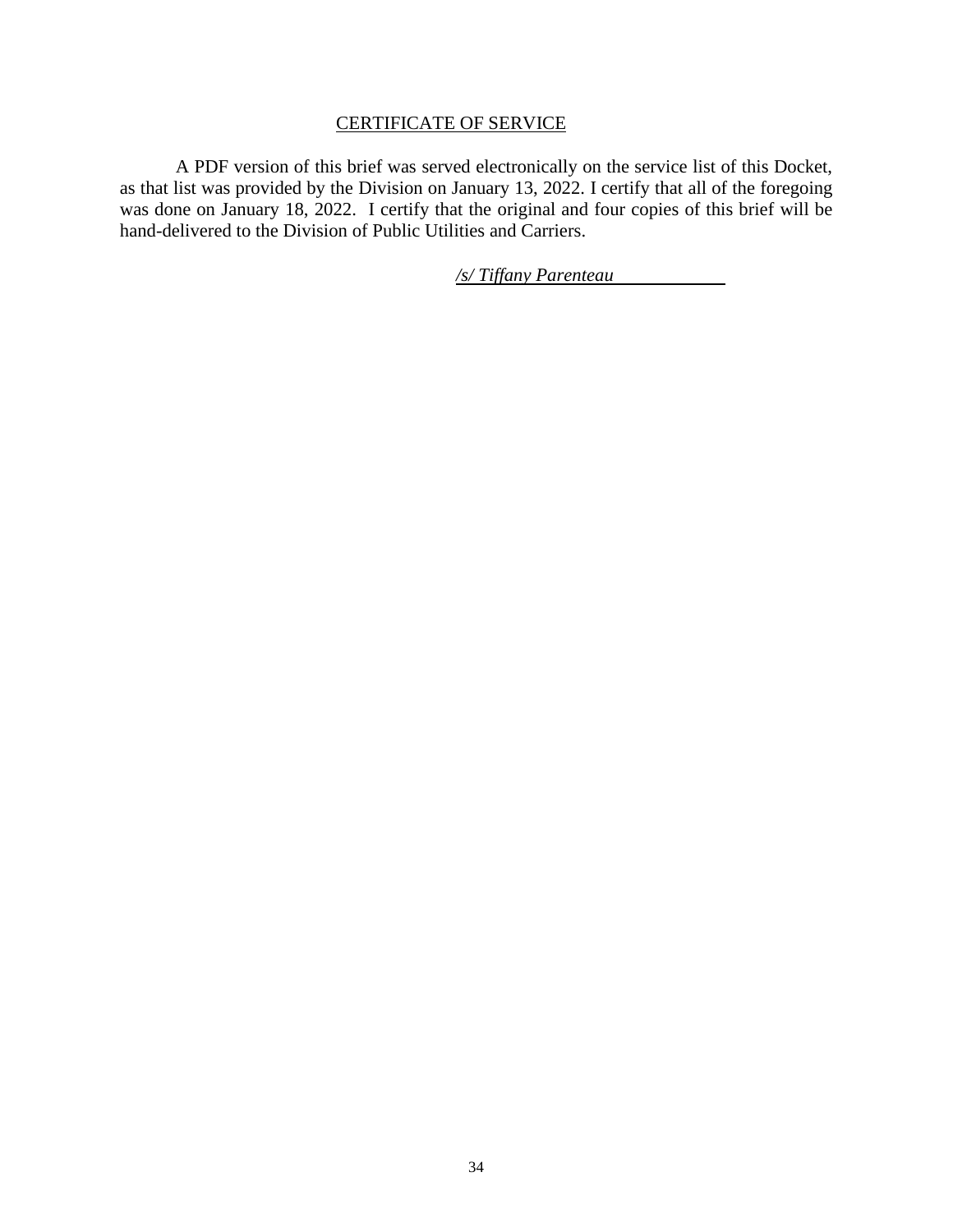## CERTIFICATE OF SERVICE

A PDF version of this brief was served electronically on the service list of this Docket, as that list was provided by the Division on January 13, 2022. I certify that all of the foregoing was done on January 18, 2022. I certify that the original and four copies of this brief will be hand-delivered to the Division of Public Utilities and Carriers.

*/s/ Tiffany Parenteau*